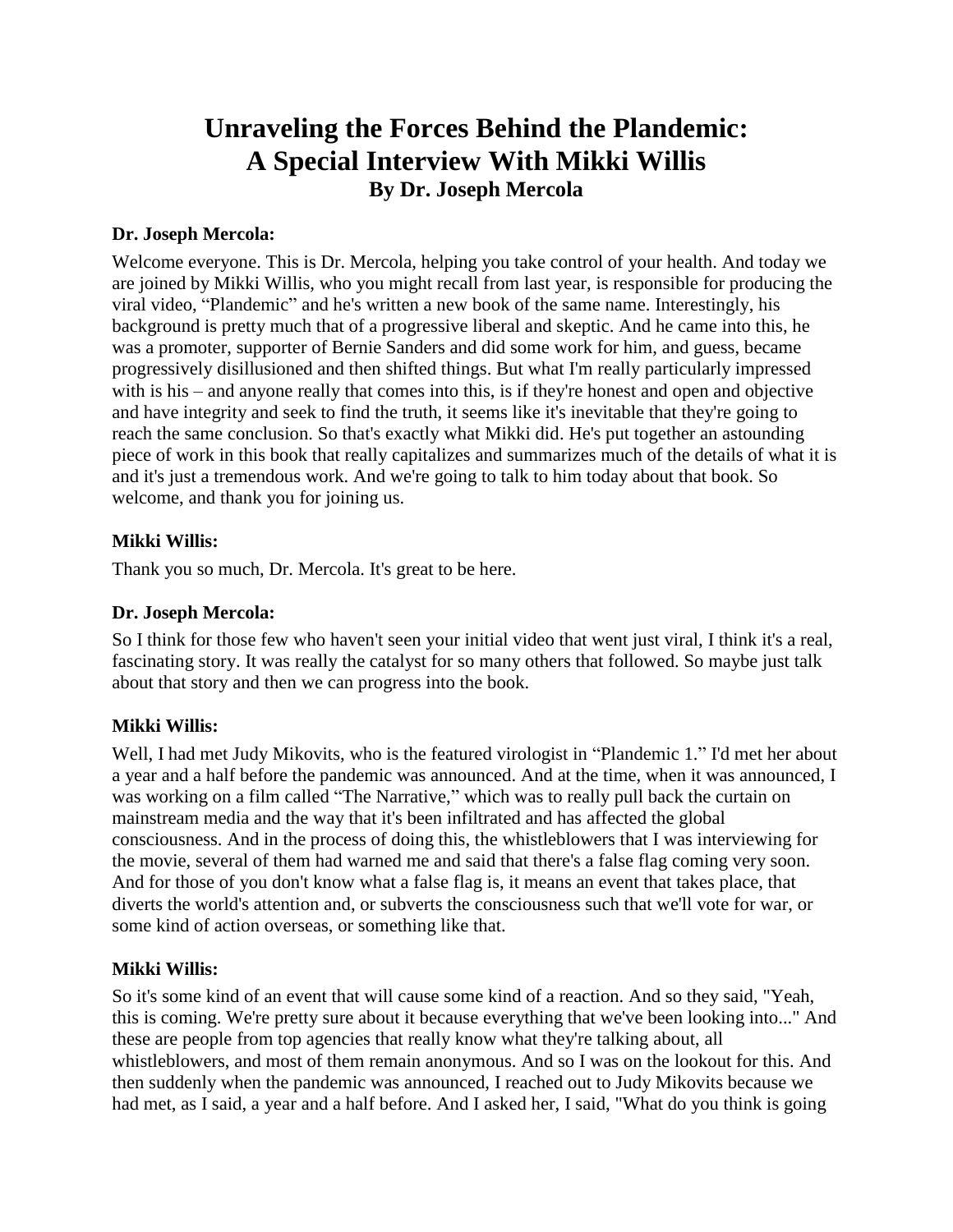# Unraveling the Forces Behind the Plandemic: A Special Interview With Mikki Willis

## By Dr. Joseph Mercola

**Dr. Joseph Mercola:**

Welcome everyone. This is Dr. Mercola, helping you take control of your health. And today we are joined by Mikki Willis, who you might recall from last year, is responsible for producing the viral video, "Plandemic" and he's written a new book of the same name. Interestingly, his background is pretty much that of a progressive liberal and skeptic. And he came into this, he was a promoter, supporter of Bernie Sanders and did some work for him, and guess, became progressively disillusioned and then shifted things. But what I'm really particularly impressed with is his – and anyone really that comes into this, is if they're honest and open and objective and have integrity and seek to find the truth, it seems like it's inevitable that they're going to reach the same conclusion. So that's exactly what Mikki did. He's put together an astounding piece of work in this book that really capitalizes and summarizes much of the details of what it is and it's just a tremendous work. And we're going to talk to him today about that book. So welcome, and thank you for joining us.

**Mikki Willis:**

Thank you so much, Dr. Mercola. It's great to be here.

**Dr. Joseph Mercola:**

So I think for those few who haven't seen your initial video that went just viral, I think it's a real, fascinating story. It was really the catalyst for so many others that followed. So maybe just talk about that story and then we can progress into the book.

**Mikki Willis:**

Well, I had met Judy Mikovits, who is the featured virologist in "Plandemic 1." I'd met her about a year and a half before the pandemic was announced. And at the time, when it was announced, I was working on a film called "The Narrative," which was to really pull back the curtain on mainstream media and the way that it's been infiltrated and has affected the global consciousness. And in the process of doing this, the whistleblowers that I was interviewing for the movie, several of them had warned me and said that there's a false flag coming very soon. And for those of you don't know what a false flag is, it means an event that takes place, that diverts the world's attention and, or subverts the consciousness such that we'll vote for war, or some kind of action overseas, or something like that.

**Mikki Willis:**

So it's some kind of an event that will cause some kind of a reaction. And so they said, "Yeah, this is coming. We're pretty sure about it because everything that we've been looking into..." And these are people from top agencies that really know what they're talking about, all whistleblowers, and most of them remain anonymous. And so I was on the lookout for this. And then suddenly when the pandemic was announced, I reached out to Judy Mikovits because we had met, as I said, a year and a half before. And I asked her, I said, "What do you think is going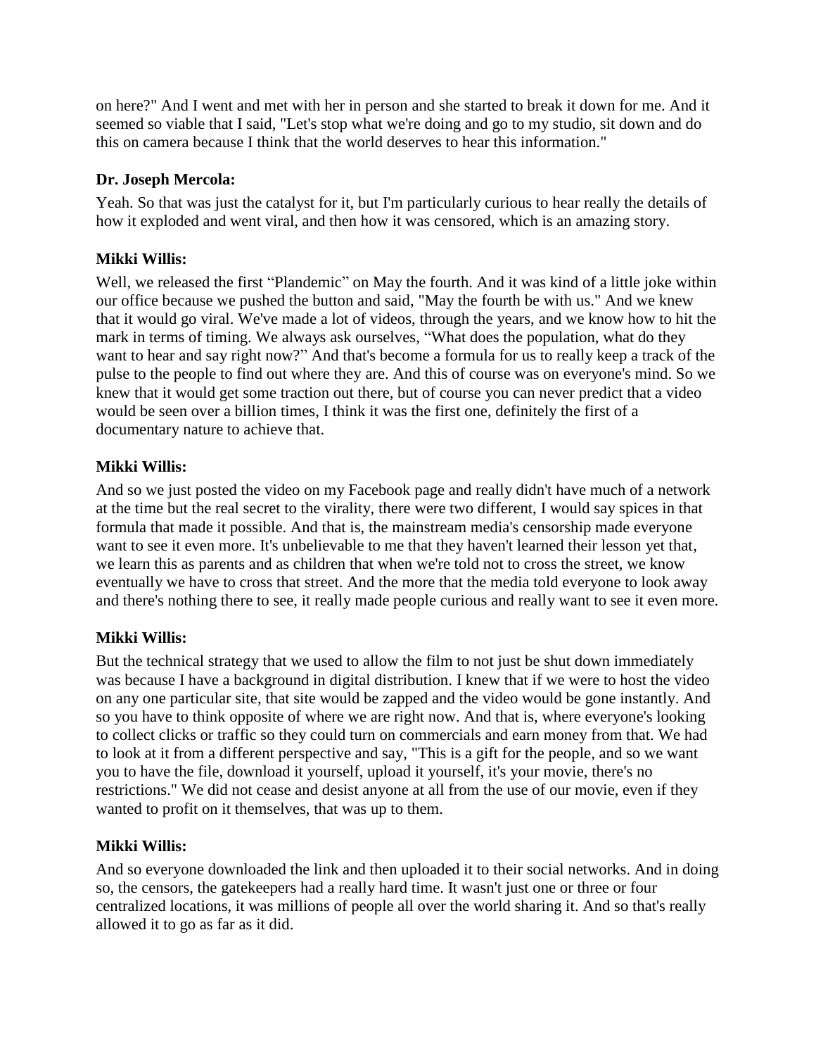on here?" And I went and met with her in person and she started to break it down for me. And it seemed so viable that I said, "Let's stop what we're doing and go to my studio, sit down and do this on camera because I think that the world deserves to hear this information."

**Dr. Joseph Mercola:**

Yeah. So that was just the catalyst for it, but I'm particularly curious to hear really the details of how it exploded and went viral, and then how it was censored, which is an amazing story.

**Mikki Willis:**

Well, we released the first "Plandemic" on May the fourth. And it was kind of a little joke within our office because we pushed the button and said, "May the fourth be with us." And we knew that it would go viral. We've made a lot of videos, through the years, and we know how to hit the mark in terms of timing. We always ask ourselves, "What does the population, what do they want to hear and say right now?" And that's become a formula for us to really keep a track of the pulse to the people to find out where they are. And this of course was on everyone's mind. So we knew that it would get some traction out there, but of course you can never predict that a video would be seen over a billion times, I think it was the first one, definitely the first of a documentary nature to achieve that.

**Mikki Willis:**

And so we just posted the video on my Facebook page and really didn't have much of a network at the time but the real secret to the virality, there were two different, I would say spices in that formula that made it possible. And that is, the mainstream media's censorship made everyone want to see it even more. It's unbelievable to me that they haven't learned their lesson yet that, we learn this as parents and as children that when we're told not to cross the street, we know eventually we have to cross that street. And the more that the media told everyone to look away and there's nothing there to see, it really made people curious and really want to see it even more.

**Mikki Willis:**

But the technical strategy that we used to allow the film to not just be shut down immediately was because I have a background in digital distribution. I knew that if we were to host the video on any one particular site, that site would be zapped and the video would be gone instantly. And so you have to think opposite of where we are right now. And that is, where everyone's looking to collect clicks or traffic so they could turn on commercials and earn money from that. We had to look at it from a different perspective and say, "This is a gift for the people, and so we want you to have the file, download it yourself, upload it yourself, it's your movie, there's no restrictions." We did not cease and desist anyone at all from the use of our movie, even if they wanted to profit on it themselves, that was up to them.

**Mikki Willis:**

And so everyone downloaded the link and then uploaded it to their social networks. And in doing so, the censors, the gatekeepers had a really hard time. It wasn't just one or three or four centralized locations, it was millions of people all over the world sharing it. And so that's really allowed it to go as far as it did.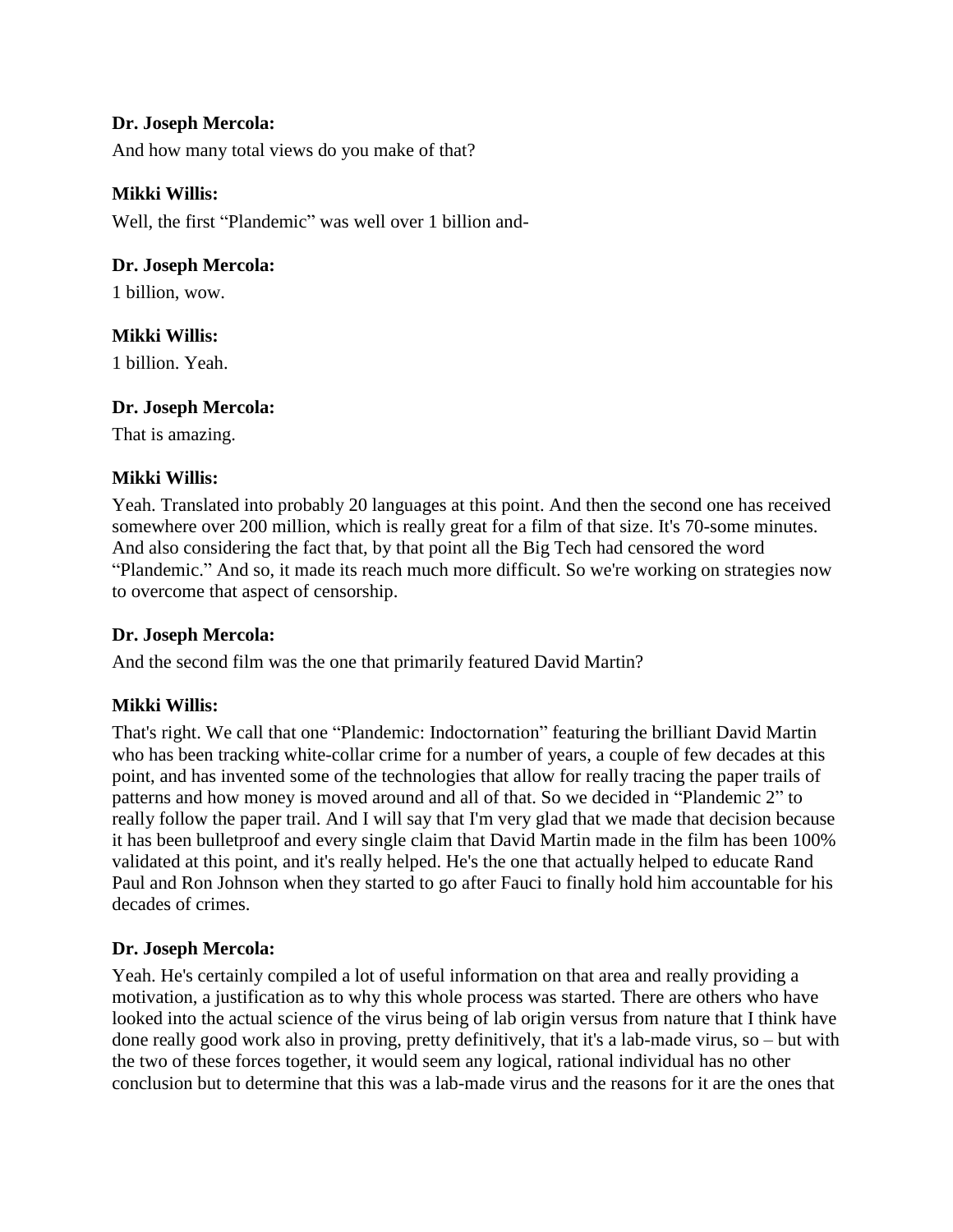**Dr. Joseph Mercola:**

And how many total views do you make of that?

**Mikki Willis:**

Well, the first "Plandemic" was well over 1 billion and-

**Dr. Joseph Mercola:**

1 billion, wow.

**Mikki Willis:**

1 billion. Yeah.

**Dr. Joseph Mercola:**

That is amazing.

**Mikki Willis:**

Yeah. Translated into probably 20 languages at this point. And then the second one has received somewhere over 200 million, which is really great for a film of that size. It's 70-some minutes. And also considering the fact that, by that point all the Big Tech had censored the word "Plandemic." And so, it made its reach much more difficult. So we're working on strategies now to overcome that aspect of censorship.

**Dr. Joseph Mercola:**

And the second film was the one that primarily featured David Martin?

**Mikki Willis:**

That's right. We call that one "Plandemic: Indoctornation" featuring the brilliant David Martin who has been tracking white-collar crime for a number of years, a couple of few decades at this point, and has invented some of the technologies that allow for really tracing the paper trails of patterns and how money is moved around and all of that. So we decided in "Plandemic 2" to really follow the paper trail. And I will say that I'm very glad that we made that decision because it has been bulletproof and every single claim that David Martin made in the film has been 100% validated at this point, and it's really helped. He's the one that actually helped to educate Rand Paul and Ron Johnson when they started to go after Fauci to finally hold him accountable for his decades of crimes.

**Dr. Joseph Mercola:**

Yeah. He's certainly compiled a lot of useful information on that area and really providing a motivation, a justification as to why this whole process was started. There are others who have looked into the actual science of the virus being of lab origin versus from nature that I think have done really good work also in proving, pretty definitively, that it's a lab-made virus, so – but with the two of these forces together, it would seem any logical, rational individual has no other conclusion but to determine that this was a lab-made virus and the reasons for it are the ones that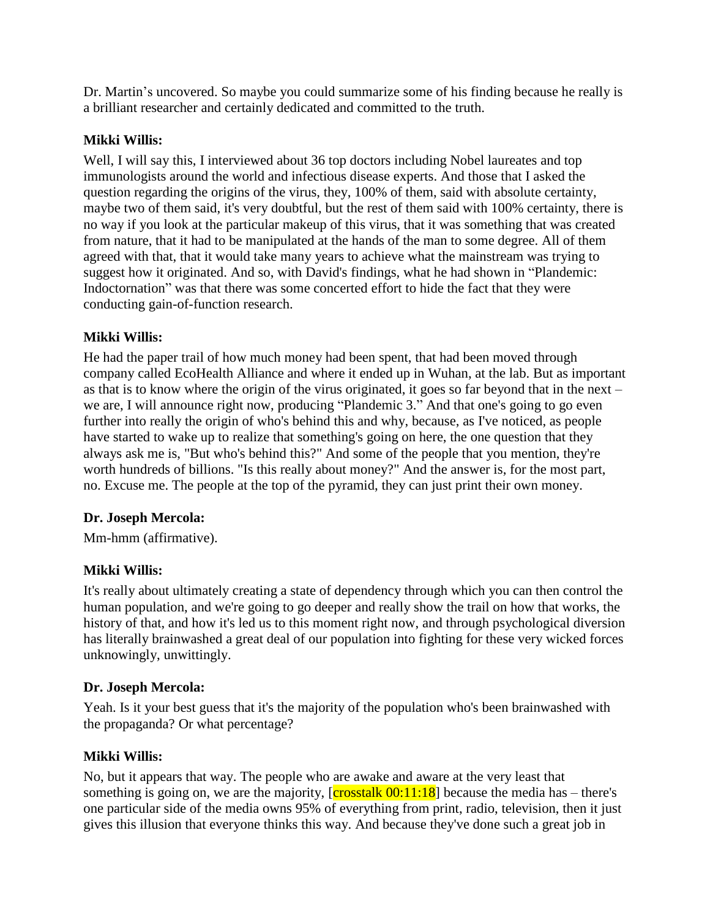Dr. Martin's uncovered. So maybe you could summarize some of his finding because he really is a brilliant researcher and certainly dedicated and committed to the truth.

**Mikki Willis:**

Well, I will say this, I interviewed about 36 top doctors including Nobel laureates and top immunologists around the world and infectious disease experts. And those that I asked the question regarding the origins of the virus, they, 100% of them, said with absolute certainty, maybe two of them said, it's very doubtful, but the rest of them said with 100% certainty, there is no way if you look at the particular makeup of this virus, that it was something that was created from nature, that it had to be manipulated at the hands of the man to some degree. All of them agreed with that, that it would take many years to achieve what the mainstream was trying to suggest how it originated. And so, with David's findings, what he had shown in "Plandemic: Indoctornation" was that there was some concerted effort to hide the fact that they were conducting gain-of-function research.

**Mikki Willis:**

He had the paper trail of how much money had been spent, that had been moved through company called EcoHealth Alliance and where it ended up in Wuhan, at the lab. But as important as that is to know where the origin of the virus originated, it goes so far beyond that in the next – we are, I will announce right now, producing "Plandemic 3." And that one's going to go even further into really the origin of who's behind this and why, because, as I've noticed, as people have started to wake up to realize that something's going on here, the one question that they always ask me is, "But who's behind this?" And some of the people that you mention, they're worth hundreds of billions. "Is this really about money?" And the answer is, for the most part, no. Excuse me. The people at the top of the pyramid, they can just print their own money.

**Dr. Joseph Mercola:**

Mm-hmm (affirmative).

**Mikki Willis:**

It's really about ultimately creating a state of dependency through which you can then control the human population, and we're going to go deeper and really show the trail on how that works, the history of that, and how it's led us to this moment right now, and through psychological diversion has literally brainwashed a great deal of our population into fighting for these very wicked forces unknowingly, unwittingly.

**Dr. Joseph Mercola:**

Yeah. Is it your best guess that it's the majority of the population who's been brainwashed with the propaganda? Or what percentage?

**Mikki Willis:**

No, but it appears that way. The people who are awake and aware at the very least that something is going on, we are the majority, [crosstalk 00:11:18] because the media has – there's one particular side of the media owns 95% of everything from print, radio, television, then it just gives this illusion that everyone thinks this way. And because they've done such a great job in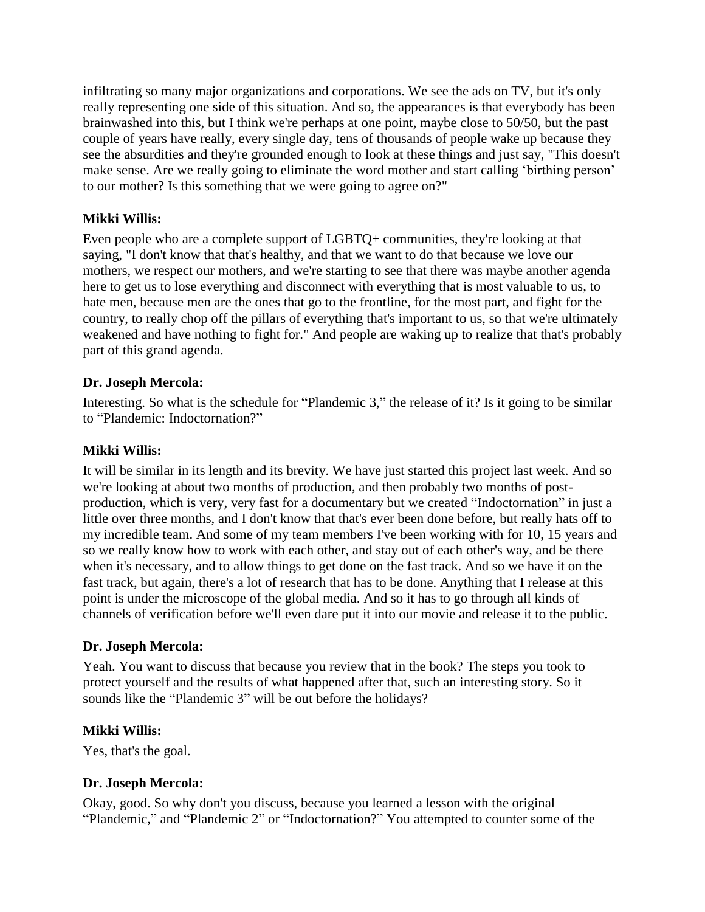infiltrating so many major organizations and corporations. We see the ads on TV, but it's only really representing one side of this situation. And so, the appearances is that everybody has been brainwashed into this, but I think we're perhaps at one point, maybe close to 50/50, but the past couple of years have really, every single day, tens of thousands of people wake up because they see the absurdities and they're grounded enough to look at these things and just say, "This doesn't make sense. Are we really going to eliminate the word mother and start calling 'birthing person' to our mother? Is this something that we were going to agree on?"

**Mikki Willis:**

Even people who are a complete support of LGBTQ+ communities, they're looking at that saying, "I don't know that that's healthy, and that we want to do that because we love our mothers, we respect our mothers, and we're starting to see that there was maybe another agenda here to get us to lose everything and disconnect with everything that is most valuable to us, to hate men, because men are the ones that go to the frontline, for the most part, and fight for the country, to really chop off the pillars of everything that's important to us, so that we're ultimately weakened and have nothing to fight for." And people are waking up to realize that that's probably part of this grand agenda.

**Dr. Joseph Mercola:**

Interesting. So what is the schedule for "Plandemic 3," the release of it? Is it going to be similar to "Plandemic: Indoctornation?"

**Mikki Willis:**

It will be similar in its length and its brevity. We have just started this project last week. And so we're looking at about two months of production, and then probably two months of post-production, which is very, very fast for a documentary but we created "Indoctornation" in just a little over three months, and I don't know that that's ever been done before, but really hats off to my incredible team. And some of my team members I've been working with for 10, 15 years and so we really know how to work with each other, and stay out of each other's way, and be there when it's necessary, and to allow things to get done on the fast track. And so we have it on the fast track, but again, there's a lot of research that has to be done. Anything that I release at this point is under the microscope of the global media. And so it has to go through all kinds of channels of verification before we'll even dare put it into our movie and release it to the public.

**Dr. Joseph Mercola:**

Yeah. You want to discuss that because you review that in the book? The steps you took to protect yourself and the results of what happened after that, such an interesting story. So it sounds like the "Plandemic 3" will be out before the holidays?

**Mikki Willis:**

Yes, that's the goal.

**Dr. Joseph Mercola:**

Okay, good. So why don't you discuss, because you learned a lesson with the original "Plandemic," and "Plandemic 2" or "Indoctornation?" You attempted to counter some of the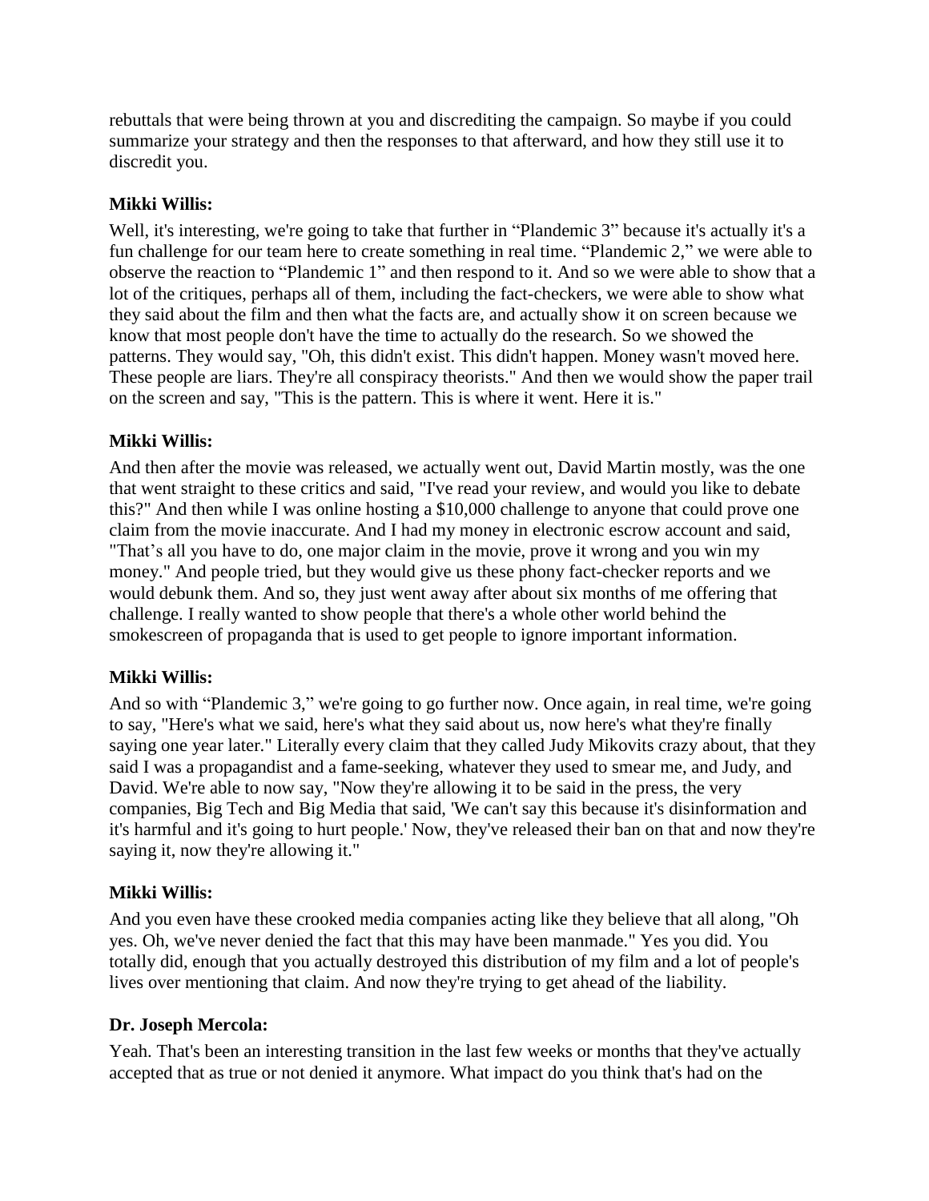rebuttals that were being thrown at you and discrediting the campaign. So maybe if you could summarize your strategy and then the responses to that afterward, and how they still use it to discredit you.

**Mikki Willis:**

Well, it's interesting, we're going to take that further in "Plandemic 3" because it's actually it's a fun challenge for our team here to create something in real time. "Plandemic 2," we were able to observe the reaction to "Plandemic 1" and then respond to it. And so we were able to show that a lot of the critiques, perhaps all of them, including the fact-checkers, we were able to show what they said about the film and then what the facts are, and actually show it on screen because we know that most people don't have the time to actually do the research. So we showed the patterns. They would say, "Oh, this didn't exist. This didn't happen. Money wasn't moved here. These people are liars. They're all conspiracy theorists." And then we would show the paper trail on the screen and say, "This is the pattern. This is where it went. Here it is."

**Mikki Willis:**

And then after the movie was released, we actually went out, David Martin mostly, was the one that went straight to these critics and said, "I've read your review, and would you like to debate this?" And then while I was online hosting a $10,000 challenge to anyone that could prove one claim from the movie inaccurate. And I had my money in electronic escrow account and said, "That's all you have to do, one major claim in the movie, prove it wrong and you win my money." And people tried, but they would give us these phony fact-checker reports and we would debunk them. And so, they just went away after about six months of me offering that challenge. I really wanted to show people that there's a whole other world behind the smokescreen of propaganda that is used to get people to ignore important information.

**Mikki Willis:**

And so with "Plandemic 3," we're going to go further now. Once again, in real time, we're going to say, "Here's what we said, here's what they said about us, now here's what they're finally saying one year later." Literally every claim that they called Judy Mikovits crazy about, that they said I was a propagandist and a fame-seeking, whatever they used to smear me, and Judy, and David. We're able to now say, "Now they're allowing it to be said in the press, the very companies, Big Tech and Big Media that said, 'We can't say this because it's disinformation and it's harmful and it's going to hurt people.' Now, they've released their ban on that and now they're saying it, now they're allowing it."

**Mikki Willis:**

And you even have these crooked media companies acting like they believe that all along, "Oh yes. Oh, we've never denied the fact that this may have been manmade." Yes you did. You totally did, enough that you actually destroyed this distribution of my film and a lot of people's lives over mentioning that claim. And now they're trying to get ahead of the liability.

**Dr. Joseph Mercola:**

Yeah. That's been an interesting transition in the last few weeks or months that they've actually accepted that as true or not denied it anymore. What impact do you think that's had on the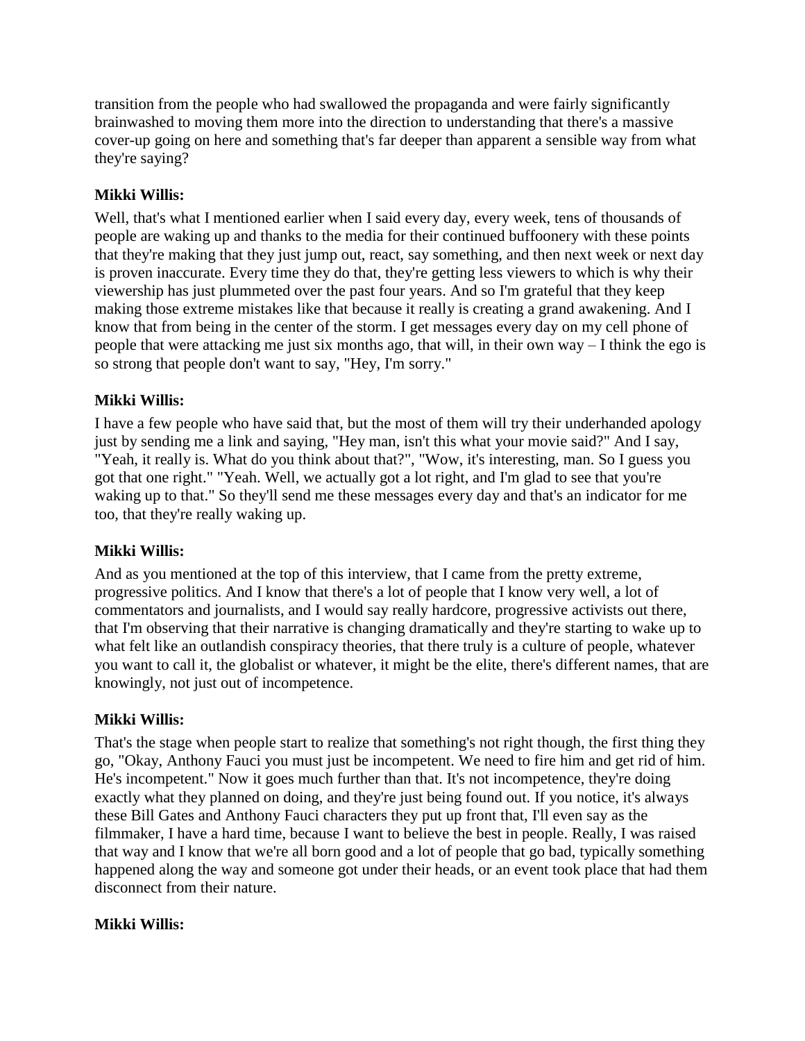transition from the people who had swallowed the propaganda and were fairly significantly brainwashed to moving them more into the direction to understanding that there's a massive cover-up going on here and something that's far deeper than apparent a sensible way from what they're saying?

**Mikki Willis:**

Well, that's what I mentioned earlier when I said every day, every week, tens of thousands of people are waking up and thanks to the media for their continued buffoonery with these points that they're making that they just jump out, react, say something, and then next week or next day is proven inaccurate. Every time they do that, they're getting less viewers to which is why their viewership has just plummeted over the past four years. And so I'm grateful that they keep making those extreme mistakes like that because it really is creating a grand awakening. And I know that from being in the center of the storm. I get messages every day on my cell phone of people that were attacking me just six months ago, that will, in their own way – I think the ego is so strong that people don't want to say, "Hey, I'm sorry."

**Mikki Willis:**

I have a few people who have said that, but the most of them will try their underhanded apology just by sending me a link and saying, "Hey man, isn't this what your movie said?" And I say, "Yeah, it really is. What do you think about that?", "Wow, it's interesting, man. So I guess you got that one right." "Yeah. Well, we actually got a lot right, and I'm glad to see that you're waking up to that." So they'll send me these messages every day and that's an indicator for me too, that they're really waking up.

**Mikki Willis:**

And as you mentioned at the top of this interview, that I came from the pretty extreme, progressive politics. And I know that there's a lot of people that I know very well, a lot of commentators and journalists, and I would say really hardcore, progressive activists out there, that I'm observing that their narrative is changing dramatically and they're starting to wake up to what felt like an outlandish conspiracy theories, that there truly is a culture of people, whatever you want to call it, the globalist or whatever, it might be the elite, there's different names, that are knowingly, not just out of incompetence.

**Mikki Willis:**

That's the stage when people start to realize that something's not right though, the first thing they go, "Okay, Anthony Fauci you must just be incompetent. We need to fire him and get rid of him. He's incompetent." Now it goes much further than that. It's not incompetence, they're doing exactly what they planned on doing, and they're just being found out. If you notice, it's always these Bill Gates and Anthony Fauci characters they put up front that, I'll even say as the filmmaker, I have a hard time, because I want to believe the best in people. Really, I was raised that way and I know that we're all born good and a lot of people that go bad, typically something happened along the way and someone got under their heads, or an event took place that had them disconnect from their nature.

**Mikki Willis:**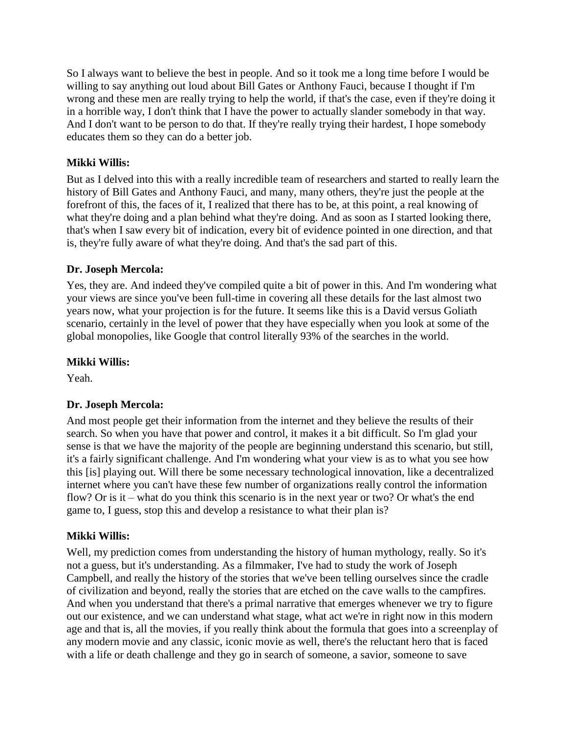So I always want to believe the best in people. And so it took me a long time before I would be willing to say anything out loud about Bill Gates or Anthony Fauci, because I thought if I'm wrong and these men are really trying to help the world, if that's the case, even if they're doing it in a horrible way, I don't think that I have the power to actually slander somebody in that way. And I don't want to be person to do that. If they're really trying their hardest, I hope somebody educates them so they can do a better job.

**Mikki Willis:**

But as I delved into this with a really incredible team of researchers and started to really learn the history of Bill Gates and Anthony Fauci, and many, many others, they're just the people at the forefront of this, the faces of it, I realized that there has to be, at this point, a real knowing of what they're doing and a plan behind what they're doing. And as soon as I started looking there, that's when I saw every bit of indication, every bit of evidence pointed in one direction, and that is, they're fully aware of what they're doing. And that's the sad part of this.

**Dr. Joseph Mercola:**

Yes, they are. And indeed they've compiled quite a bit of power in this. And I'm wondering what your views are since you've been full-time in covering all these details for the last almost two years now, what your projection is for the future. It seems like this is a David versus Goliath scenario, certainly in the level of power that they have especially when you look at some of the global monopolies, like Google that control literally 93% of the searches in the world.

**Mikki Willis:**

Yeah.

**Dr. Joseph Mercola:**

And most people get their information from the internet and they believe the results of their search. So when you have that power and control, it makes it a bit difficult. So I'm glad your sense is that we have the majority of the people are beginning understand this scenario, but still, it's a fairly significant challenge. And I'm wondering what your view is as to what you see how this [is] playing out. Will there be some necessary technological innovation, like a decentralized internet where you can't have these few number of organizations really control the information flow? Or is it – what do you think this scenario is in the next year or two? Or what's the end game to, I guess, stop this and develop a resistance to what their plan is?

**Mikki Willis:**

Well, my prediction comes from understanding the history of human mythology, really. So it's not a guess, but it's understanding. As a filmmaker, I've had to study the work of Joseph Campbell, and really the history of the stories that we've been telling ourselves since the cradle of civilization and beyond, really the stories that are etched on the cave walls to the campfires. And when you understand that there's a primal narrative that emerges whenever we try to figure out our existence, and we can understand what stage, what act we're in right now in this modern age and that is, all the movies, if you really think about the formula that goes into a screenplay of any modern movie and any classic, iconic movie as well, there's the reluctant hero that is faced with a life or death challenge and they go in search of someone, a savior, someone to save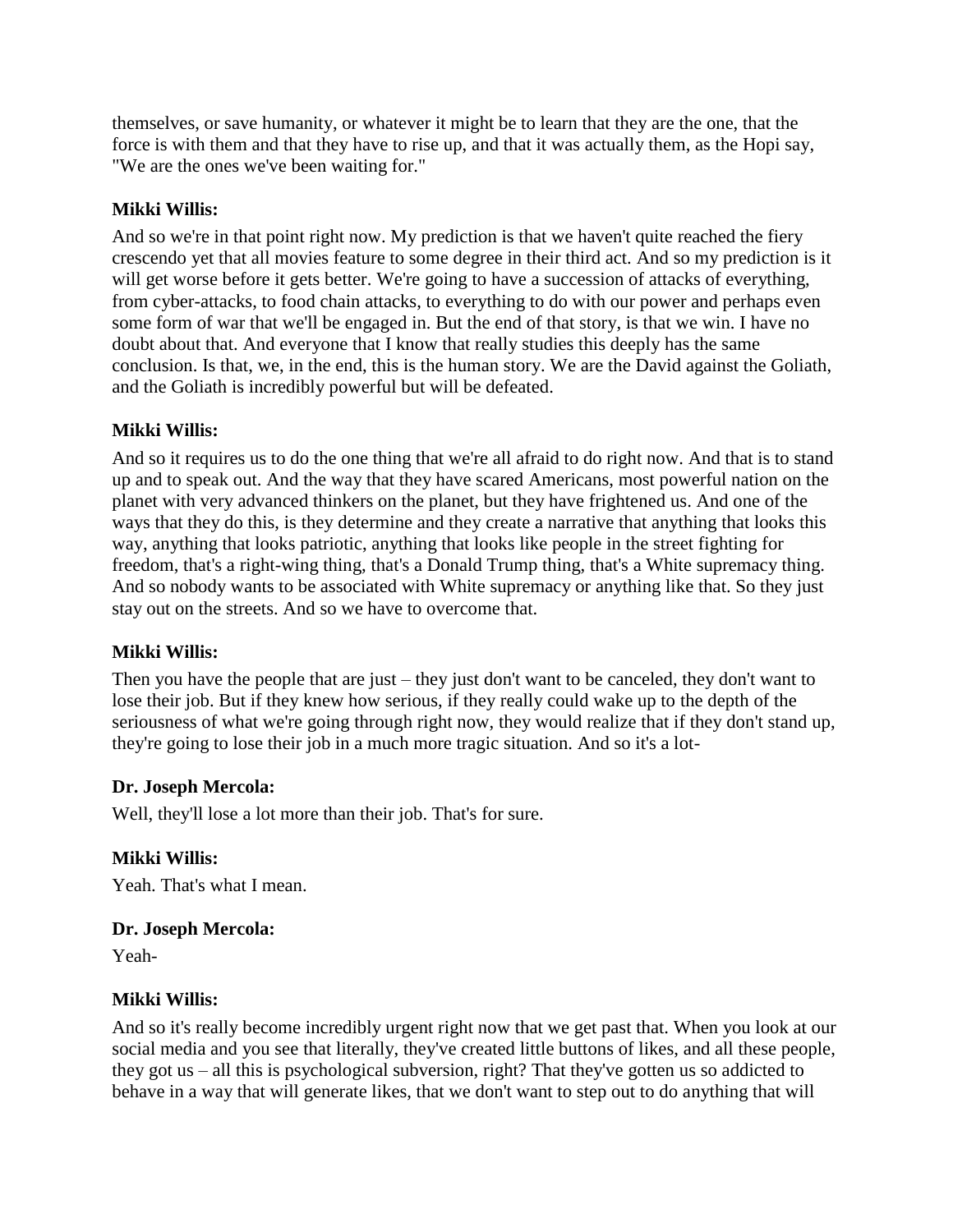themselves, or save humanity, or whatever it might be to learn that they are the one, that the force is with them and that they have to rise up, and that it was actually them, as the Hopi say, "We are the ones we've been waiting for."

**Mikki Willis:**

And so we're in that point right now. My prediction is that we haven't quite reached the fiery crescendo yet that all movies feature to some degree in their third act. And so my prediction is it will get worse before it gets better. We're going to have a succession of attacks of everything, from cyber-attacks, to food chain attacks, to everything to do with our power and perhaps even some form of war that we'll be engaged in. But the end of that story, is that we win. I have no doubt about that. And everyone that I know that really studies this deeply has the same conclusion. Is that, we, in the end, this is the human story. We are the David against the Goliath, and the Goliath is incredibly powerful but will be defeated.

**Mikki Willis:**

And so it requires us to do the one thing that we're all afraid to do right now. And that is to stand up and to speak out. And the way that they have scared Americans, most powerful nation on the planet with very advanced thinkers on the planet, but they have frightened us. And one of the ways that they do this, is they determine and they create a narrative that anything that looks this way, anything that looks patriotic, anything that looks like people in the street fighting for freedom, that's a right-wing thing, that's a Donald Trump thing, that's a White supremacy thing. And so nobody wants to be associated with White supremacy or anything like that. So they just stay out on the streets. And so we have to overcome that.

**Mikki Willis:**

Then you have the people that are just – they just don't want to be canceled, they don't want to lose their job. But if they knew how serious, if they really could wake up to the depth of the seriousness of what we're going through right now, they would realize that if they don't stand up, they're going to lose their job in a much more tragic situation. And so it's a lot-

**Dr. Joseph Mercola:**

Well, they'll lose a lot more than their job. That's for sure.

**Mikki Willis:**

Yeah. That's what I mean.

**Dr. Joseph Mercola:**

Yeah-

**Mikki Willis:**

And so it's really become incredibly urgent right now that we get past that. When you look at our social media and you see that literally, they've created little buttons of likes, and all these people, they got us – all this is psychological subversion, right? That they've gotten us so addicted to behave in a way that will generate likes, that we don't want to step out to do anything that will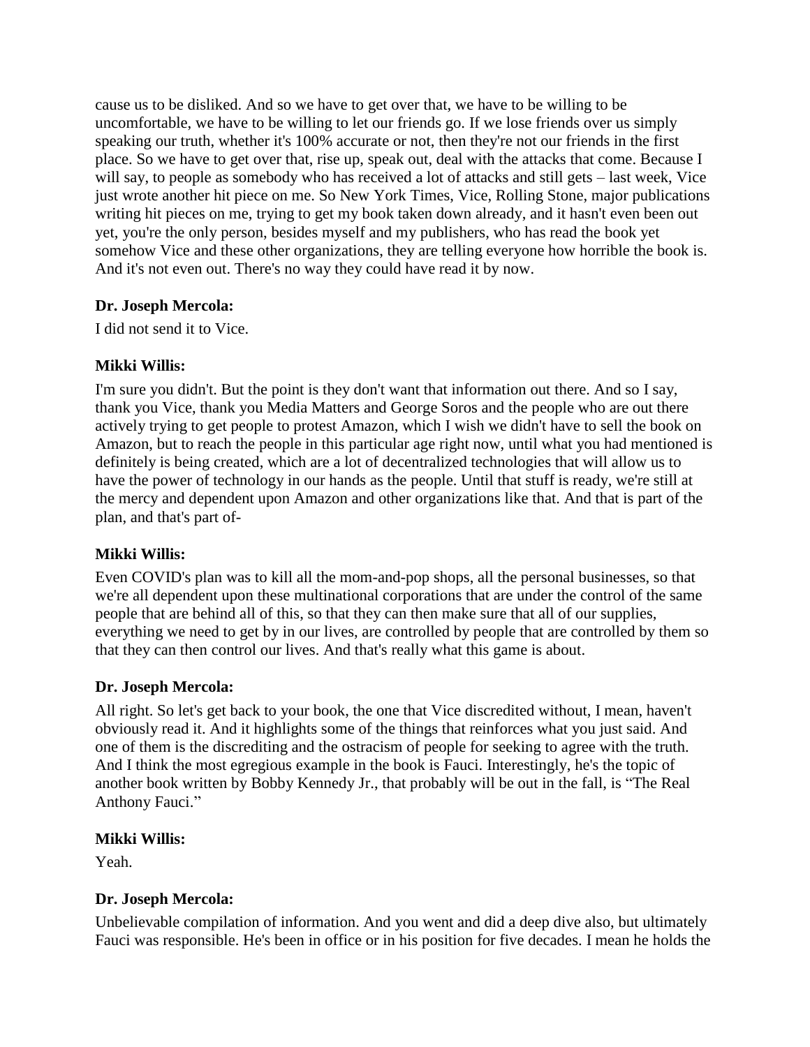cause us to be disliked. And so we have to get over that, we have to be willing to be uncomfortable, we have to be willing to let our friends go. If we lose friends over us simply speaking our truth, whether it's 100% accurate or not, then they're not our friends in the first place. So we have to get over that, rise up, speak out, deal with the attacks that come. Because I will say, to people as somebody who has received a lot of attacks and still gets – last week, Vice just wrote another hit piece on me. So New York Times, Vice, Rolling Stone, major publications writing hit pieces on me, trying to get my book taken down already, and it hasn't even been out yet, you're the only person, besides myself and my publishers, who has read the book yet somehow Vice and these other organizations, they are telling everyone how horrible the book is. And it's not even out. There's no way they could have read it by now.

**Dr. Joseph Mercola:**

I did not send it to Vice.

**Mikki Willis:**

I'm sure you didn't. But the point is they don't want that information out there. And so I say, thank you Vice, thank you Media Matters and George Soros and the people who are out there actively trying to get people to protest Amazon, which I wish we didn't have to sell the book on Amazon, but to reach the people in this particular age right now, until what you had mentioned is definitely is being created, which are a lot of decentralized technologies that will allow us to have the power of technology in our hands as the people. Until that stuff is ready, we're still at the mercy and dependent upon Amazon and other organizations like that. And that is part of the plan, and that's part of-

**Mikki Willis:**

Even COVID's plan was to kill all the mom-and-pop shops, all the personal businesses, so that we're all dependent upon these multinational corporations that are under the control of the same people that are behind all of this, so that they can then make sure that all of our supplies, everything we need to get by in our lives, are controlled by people that are controlled by them so that they can then control our lives. And that's really what this game is about.

**Dr. Joseph Mercola:**

All right. So let's get back to your book, the one that Vice discredited without, I mean, haven't obviously read it. And it highlights some of the things that reinforces what you just said. And one of them is the discrediting and the ostracism of people for seeking to agree with the truth. And I think the most egregious example in the book is Fauci. Interestingly, he's the topic of another book written by Bobby Kennedy Jr., that probably will be out in the fall, is "The Real Anthony Fauci."

**Mikki Willis:**

Yeah.

**Dr. Joseph Mercola:**

Unbelievable compilation of information. And you went and did a deep dive also, but ultimately Fauci was responsible. He's been in office or in his position for five decades. I mean he holds the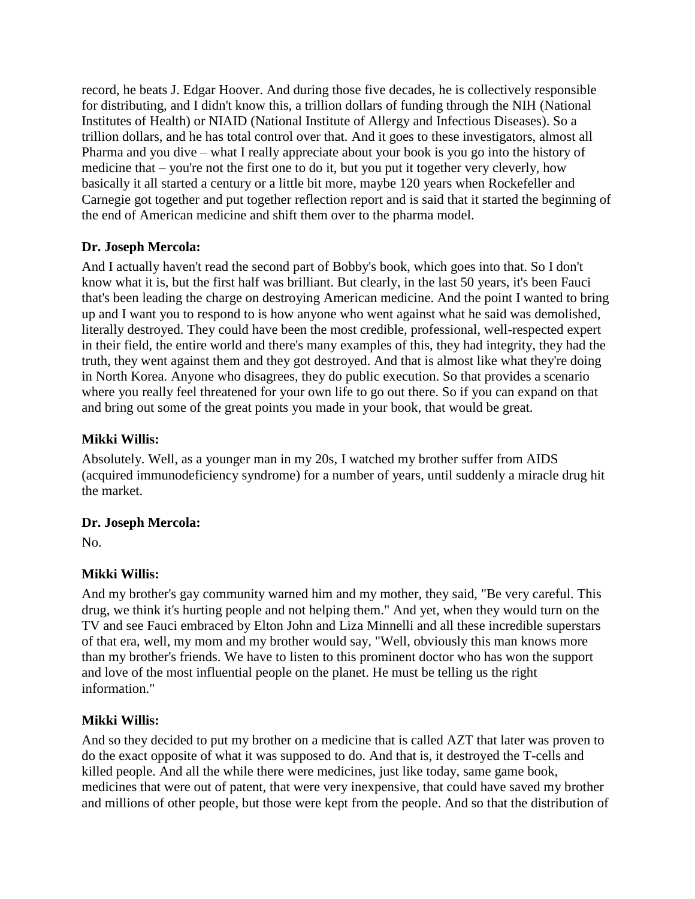record, he beats J. Edgar Hoover. And during those five decades, he is collectively responsible for distributing, and I didn't know this, a trillion dollars of funding through the NIH (National Institutes of Health) or NIAID (National Institute of Allergy and Infectious Diseases). So a trillion dollars, and he has total control over that. And it goes to these investigators, almost all Pharma and you dive – what I really appreciate about your book is you go into the history of medicine that – you're not the first one to do it, but you put it together very cleverly, how basically it all started a century or a little bit more, maybe 120 years when Rockefeller and Carnegie got together and put together reflection report and is said that it started the beginning of the end of American medicine and shift them over to the pharma model.

**Dr. Joseph Mercola:**

And I actually haven't read the second part of Bobby's book, which goes into that. So I don't know what it is, but the first half was brilliant. But clearly, in the last 50 years, it's been Fauci that's been leading the charge on destroying American medicine. And the point I wanted to bring up and I want you to respond to is how anyone who went against what he said was demolished, literally destroyed. They could have been the most credible, professional, well-respected expert in their field, the entire world and there's many examples of this, they had integrity, they had the truth, they went against them and they got destroyed. And that is almost like what they're doing in North Korea. Anyone who disagrees, they do public execution. So that provides a scenario where you really feel threatened for your own life to go out there. So if you can expand on that and bring out some of the great points you made in your book, that would be great.

**Mikki Willis:**

Absolutely. Well, as a younger man in my 20s, I watched my brother suffer from AIDS (acquired immunodeficiency syndrome) for a number of years, until suddenly a miracle drug hit the market.

**Dr. Joseph Mercola:**

No.

**Mikki Willis:**

And my brother's gay community warned him and my mother, they said, "Be very careful. This drug, we think it's hurting people and not helping them." And yet, when they would turn on the TV and see Fauci embraced by Elton John and Liza Minnelli and all these incredible superstars of that era, well, my mom and my brother would say, "Well, obviously this man knows more than my brother's friends. We have to listen to this prominent doctor who has won the support and love of the most influential people on the planet. He must be telling us the right information."

**Mikki Willis:**

And so they decided to put my brother on a medicine that is called AZT that later was proven to do the exact opposite of what it was supposed to do. And that is, it destroyed the T-cells and killed people. And all the while there were medicines, just like today, same game book, medicines that were out of patent, that were very inexpensive, that could have saved my brother and millions of other people, but those were kept from the people. And so that the distribution of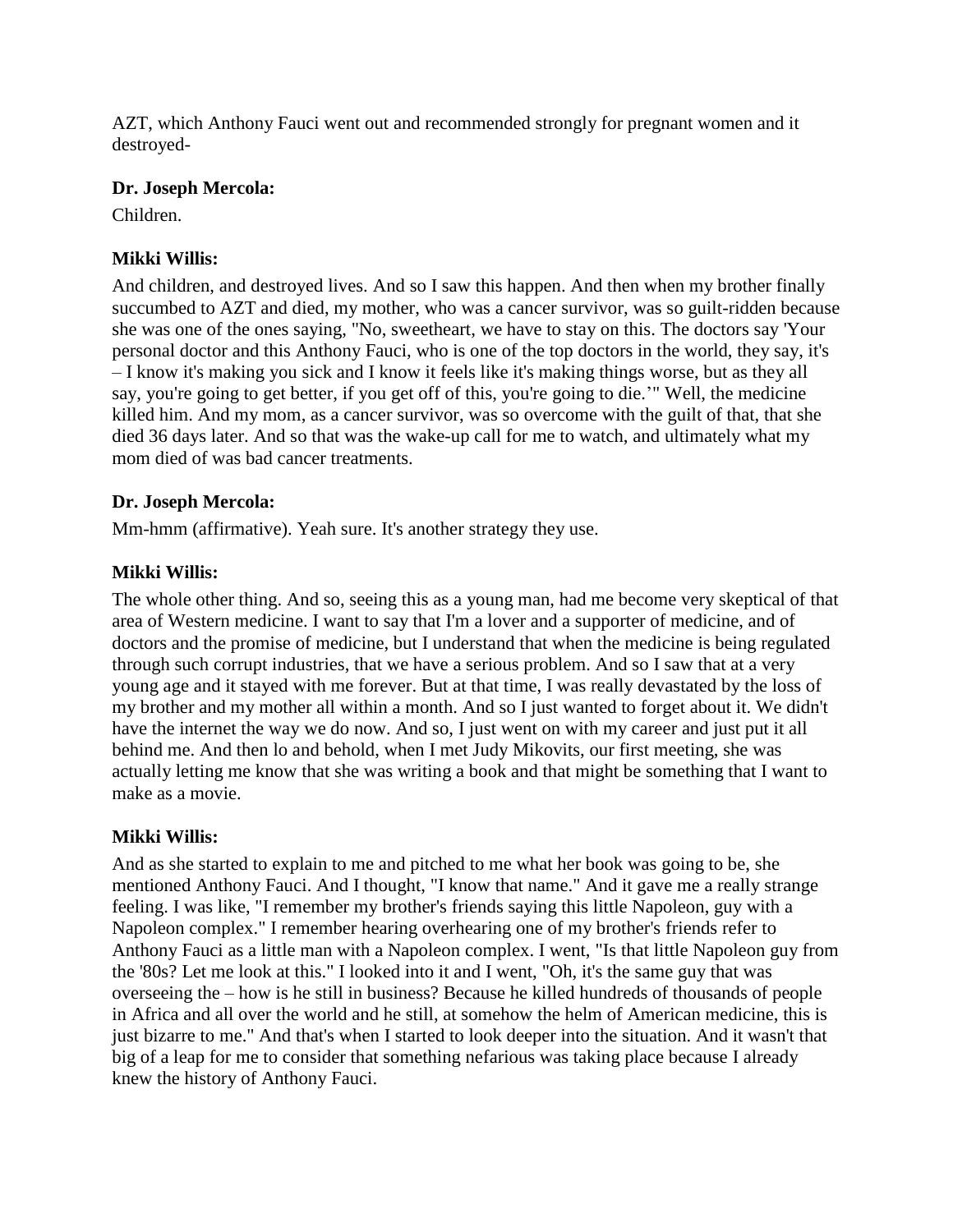AZT, which Anthony Fauci went out and recommended strongly for pregnant women and it destroyed-

**Dr. Joseph Mercola:**

Children.

**Mikki Willis:**

And children, and destroyed lives. And so I saw this happen. And then when my brother finally succumbed to AZT and died, my mother, who was a cancer survivor, was so guilt-ridden because she was one of the ones saying, "No, sweetheart, we have to stay on this. The doctors say 'Your personal doctor and this Anthony Fauci, who is one of the top doctors in the world, they say, it's – I know it's making you sick and I know it feels like it's making things worse, but as they all say, you're going to get better, if you get off of this, you're going to die.'" Well, the medicine killed him. And my mom, as a cancer survivor, was so overcome with the guilt of that, that she died 36 days later. And so that was the wake-up call for me to watch, and ultimately what my mom died of was bad cancer treatments.

**Dr. Joseph Mercola:**

Mm-hmm (affirmative). Yeah sure. It's another strategy they use.

**Mikki Willis:**

The whole other thing. And so, seeing this as a young man, had me become very skeptical of that area of Western medicine. I want to say that I'm a lover and a supporter of medicine, and of doctors and the promise of medicine, but I understand that when the medicine is being regulated through such corrupt industries, that we have a serious problem. And so I saw that at a very young age and it stayed with me forever. But at that time, I was really devastated by the loss of my brother and my mother all within a month. And so I just wanted to forget about it. We didn't have the internet the way we do now. And so, I just went on with my career and just put it all behind me. And then lo and behold, when I met Judy Mikovits, our first meeting, she was actually letting me know that she was writing a book and that might be something that I want to make as a movie.

**Mikki Willis:**

And as she started to explain to me and pitched to me what her book was going to be, she mentioned Anthony Fauci. And I thought, "I know that name." And it gave me a really strange feeling. I was like, "I remember my brother's friends saying this little Napoleon, guy with a Napoleon complex." I remember hearing overhearing one of my brother's friends refer to Anthony Fauci as a little man with a Napoleon complex. I went, "Is that little Napoleon guy from the '80s? Let me look at this." I looked into it and I went, "Oh, it's the same guy that was overseeing the – how is he still in business? Because he killed hundreds of thousands of people in Africa and all over the world and he still, at somehow the helm of American medicine, this is just bizarre to me." And that's when I started to look deeper into the situation. And it wasn't that big of a leap for me to consider that something nefarious was taking place because I already knew the history of Anthony Fauci.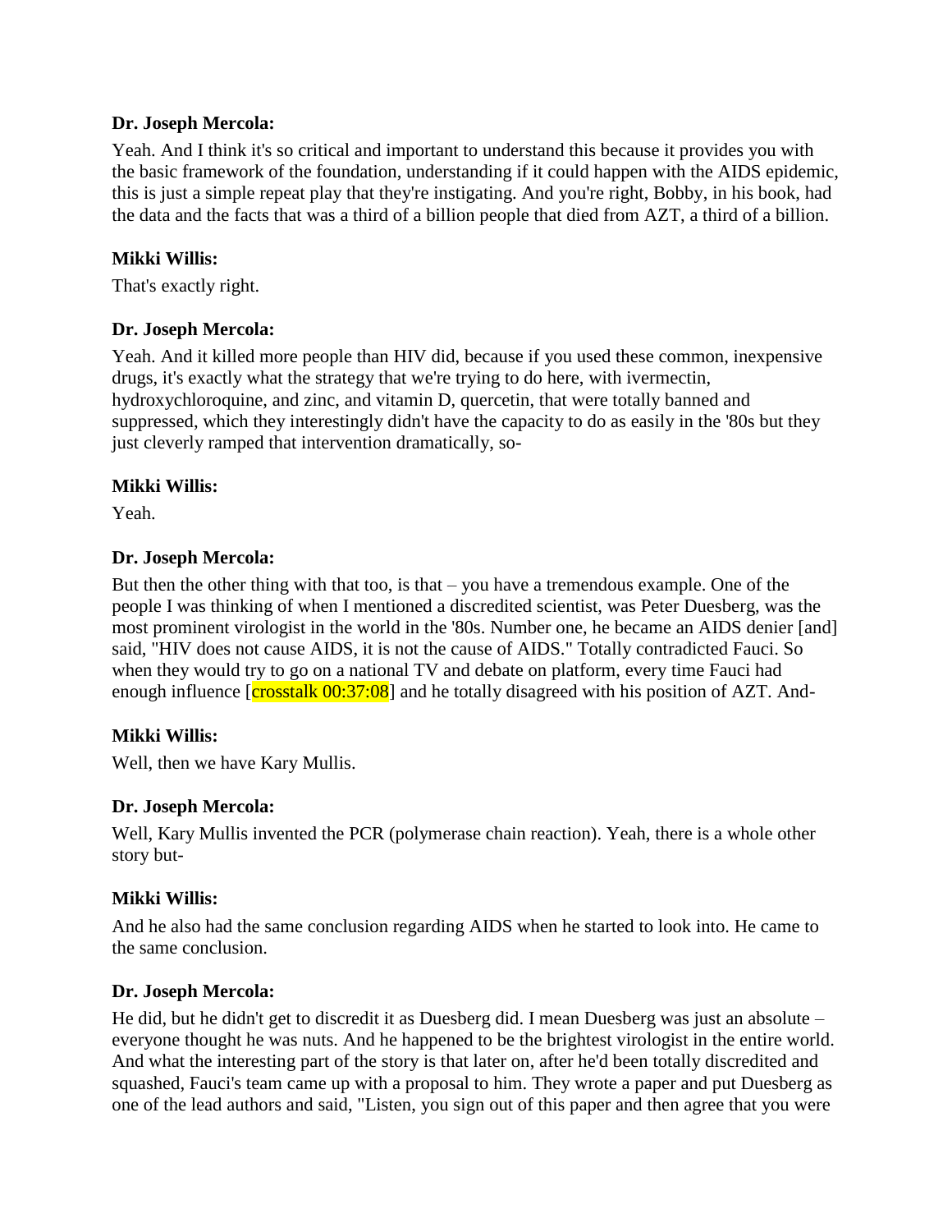**Dr. Joseph Mercola:**

Yeah. And I think it's so critical and important to understand this because it provides you with the basic framework of the foundation, understanding if it could happen with the AIDS epidemic, this is just a simple repeat play that they're instigating. And you're right, Bobby, in his book, had the data and the facts that was a third of a billion people that died from AZT, a third of a billion.

**Mikki Willis:**

That's exactly right.

**Dr. Joseph Mercola:**

Yeah. And it killed more people than HIV did, because if you used these common, inexpensive drugs, it's exactly what the strategy that we're trying to do here, with ivermectin, hydroxychloroquine, and zinc, and vitamin D, quercetin, that were totally banned and suppressed, which they interestingly didn't have the capacity to do as easily in the '80s but they just cleverly ramped that intervention dramatically, so-

**Mikki Willis:**

Yeah.

**Dr. Joseph Mercola:**

But then the other thing with that too, is that – you have a tremendous example. One of the people I was thinking of when I mentioned a discredited scientist, was Peter Duesberg, was the most prominent virologist in the world in the '80s. Number one, he became an AIDS denier [and] said, "HIV does not cause AIDS, it is not the cause of AIDS." Totally contradicted Fauci. So when they would try to go on a national TV and debate on platform, every time Fauci had enough influence [crosstalk 00:37:08] and he totally disagreed with his position of AZT. And-

**Mikki Willis:**

Well, then we have Kary Mullis.

**Dr. Joseph Mercola:**

Well, Kary Mullis invented the PCR (polymerase chain reaction). Yeah, there is a whole other story but-

**Mikki Willis:**

And he also had the same conclusion regarding AIDS when he started to look into. He came to the same conclusion.

**Dr. Joseph Mercola:**

He did, but he didn't get to discredit it as Duesberg did. I mean Duesberg was just an absolute – everyone thought he was nuts. And he happened to be the brightest virologist in the entire world. And what the interesting part of the story is that later on, after he'd been totally discredited and squashed, Fauci's team came up with a proposal to him. They wrote a paper and put Duesberg as one of the lead authors and said, "Listen, you sign out of this paper and then agree that you were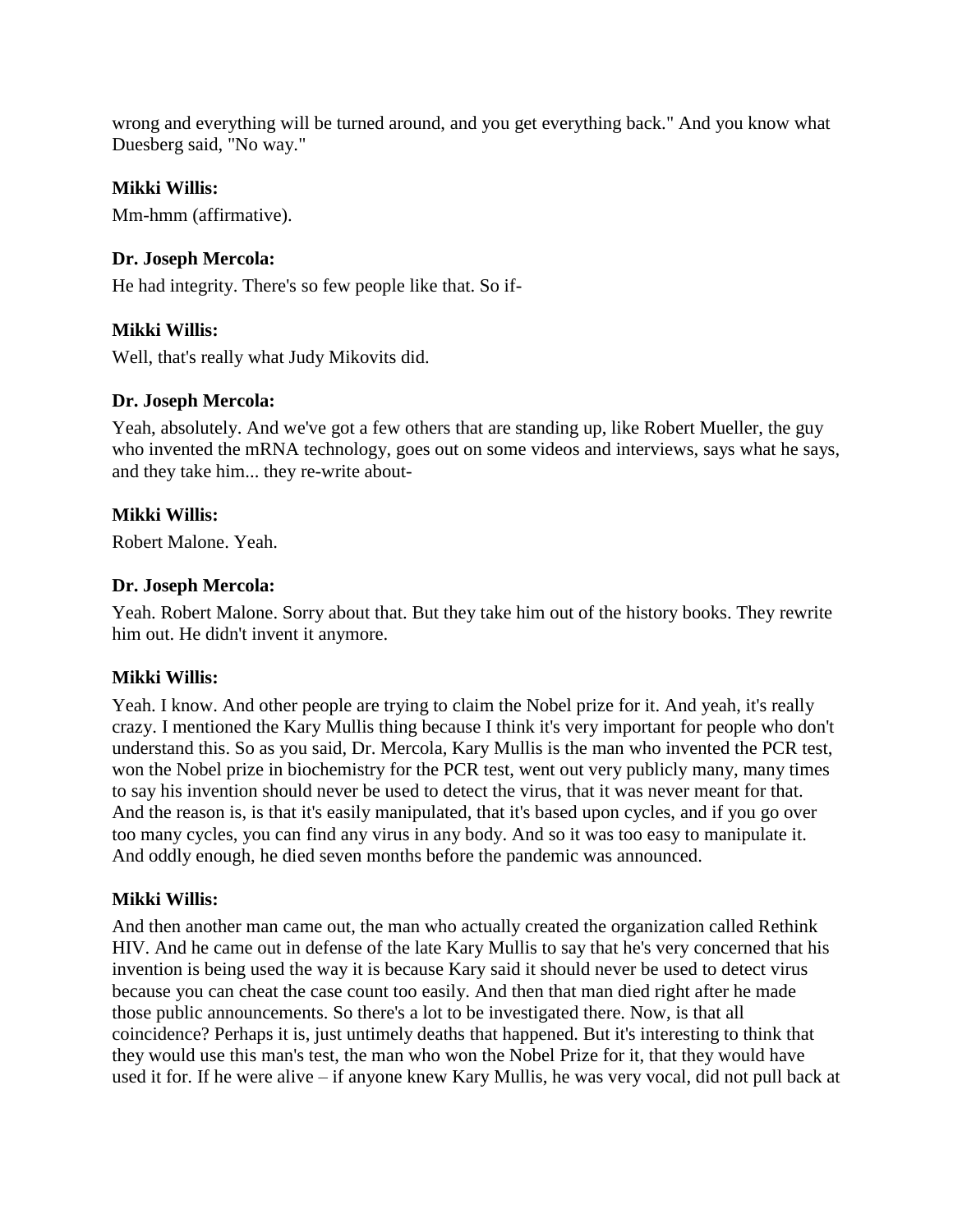wrong and everything will be turned around, and you get everything back." And you know what Duesberg said, "No way."

**Mikki Willis:**

Mm-hmm (affirmative).

**Dr. Joseph Mercola:**

He had integrity. There's so few people like that. So if-

**Mikki Willis:**

Well, that's really what Judy Mikovits did.

**Dr. Joseph Mercola:**

Yeah, absolutely. And we've got a few others that are standing up, like Robert Mueller, the guy who invented the mRNA technology, goes out on some videos and interviews, says what he says, and they take him... they re-write about-

**Mikki Willis:**

Robert Malone. Yeah.

**Dr. Joseph Mercola:**

Yeah. Robert Malone. Sorry about that. But they take him out of the history books. They rewrite him out. He didn't invent it anymore.

**Mikki Willis:**

Yeah. I know. And other people are trying to claim the Nobel prize for it. And yeah, it's really crazy. I mentioned the Kary Mullis thing because I think it's very important for people who don't understand this. So as you said, Dr. Mercola, Kary Mullis is the man who invented the PCR test, won the Nobel prize in biochemistry for the PCR test, went out very publicly many, many times to say his invention should never be used to detect the virus, that it was never meant for that. And the reason is, is that it's easily manipulated, that it's based upon cycles, and if you go over too many cycles, you can find any virus in any body. And so it was too easy to manipulate it. And oddly enough, he died seven months before the pandemic was announced.

**Mikki Willis:**

And then another man came out, the man who actually created the organization called Rethink HIV. And he came out in defense of the late Kary Mullis to say that he's very concerned that his invention is being used the way it is because Kary said it should never be used to detect virus because you can cheat the case count too easily. And then that man died right after he made those public announcements. So there's a lot to be investigated there. Now, is that all coincidence? Perhaps it is, just untimely deaths that happened. But it's interesting to think that they would use this man's test, the man who won the Nobel Prize for it, that they would have used it for. If he were alive – if anyone knew Kary Mullis, he was very vocal, did not pull back at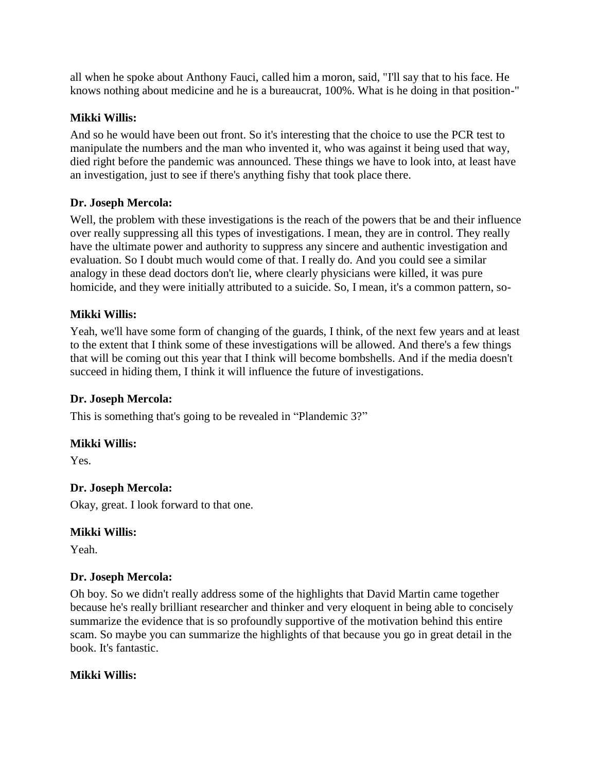all when he spoke about Anthony Fauci, called him a moron, said, "I'll say that to his face. He knows nothing about medicine and he is a bureaucrat, 100%. What is he doing in that position-"

**Mikki Willis:**

And so he would have been out front. So it's interesting that the choice to use the PCR test to manipulate the numbers and the man who invented it, who was against it being used that way, died right before the pandemic was announced. These things we have to look into, at least have an investigation, just to see if there's anything fishy that took place there.

**Dr. Joseph Mercola:**

Well, the problem with these investigations is the reach of the powers that be and their influence over really suppressing all this types of investigations. I mean, they are in control. They really have the ultimate power and authority to suppress any sincere and authentic investigation and evaluation. So I doubt much would come of that. I really do. And you could see a similar analogy in these dead doctors don't lie, where clearly physicians were killed, it was pure homicide, and they were initially attributed to a suicide. So, I mean, it's a common pattern, so-

**Mikki Willis:**

Yeah, we'll have some form of changing of the guards, I think, of the next few years and at least to the extent that I think some of these investigations will be allowed. And there's a few things that will be coming out this year that I think will become bombshells. And if the media doesn't succeed in hiding them, I think it will influence the future of investigations.

**Dr. Joseph Mercola:**

This is something that's going to be revealed in "Plandemic 3?"

**Mikki Willis:**

Yes.

**Dr. Joseph Mercola:**

Okay, great. I look forward to that one.

**Mikki Willis:**

Yeah.

**Dr. Joseph Mercola:**

Oh boy. So we didn't really address some of the highlights that David Martin came together because he's really brilliant researcher and thinker and very eloquent in being able to concisely summarize the evidence that is so profoundly supportive of the motivation behind this entire scam. So maybe you can summarize the highlights of that because you go in great detail in the book. It's fantastic.

**Mikki Willis:**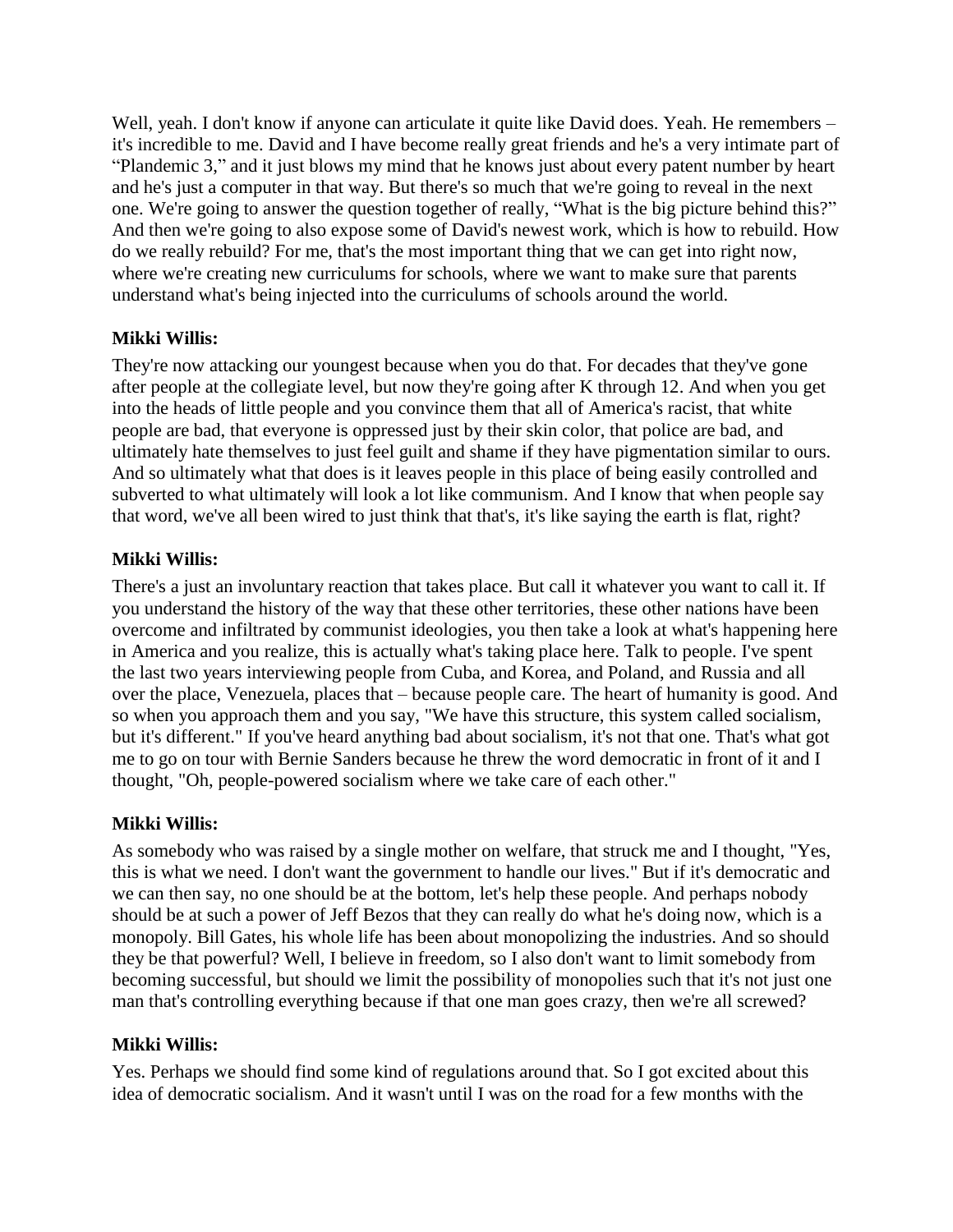Well, yeah. I don't know if anyone can articulate it quite like David does. Yeah. He remembers – it's incredible to me. David and I have become really great friends and he's a very intimate part of "Plandemic 3," and it just blows my mind that he knows just about every patent number by heart and he's just a computer in that way. But there's so much that we're going to reveal in the next one. We're going to answer the question together of really, "What is the big picture behind this?" And then we're going to also expose some of David's newest work, which is how to rebuild. How do we really rebuild? For me, that's the most important thing that we can get into right now, where we're creating new curriculums for schools, where we want to make sure that parents understand what's being injected into the curriculums of schools around the world.

**Mikki Willis:**

They're now attacking our youngest because when you do that. For decades that they've gone after people at the collegiate level, but now they're going after K through 12. And when you get into the heads of little people and you convince them that all of America's racist, that white people are bad, that everyone is oppressed just by their skin color, that police are bad, and ultimately hate themselves to just feel guilt and shame if they have pigmentation similar to ours. And so ultimately what that does is it leaves people in this place of being easily controlled and subverted to what ultimately will look a lot like communism. And I know that when people say that word, we've all been wired to just think that that's, it's like saying the earth is flat, right?

**Mikki Willis:**

There's a just an involuntary reaction that takes place. But call it whatever you want to call it. If you understand the history of the way that these other territories, these other nations have been overcome and infiltrated by communist ideologies, you then take a look at what's happening here in America and you realize, this is actually what's taking place here. Talk to people. I've spent the last two years interviewing people from Cuba, and Korea, and Poland, and Russia and all over the place, Venezuela, places that – because people care. The heart of humanity is good. And so when you approach them and you say, "We have this structure, this system called socialism, but it's different." If you've heard anything bad about socialism, it's not that one. That's what got me to go on tour with Bernie Sanders because he threw the word democratic in front of it and I thought, "Oh, people-powered socialism where we take care of each other."

**Mikki Willis:**

As somebody who was raised by a single mother on welfare, that struck me and I thought, "Yes, this is what we need. I don't want the government to handle our lives." But if it's democratic and we can then say, no one should be at the bottom, let's help these people. And perhaps nobody should be at such a power of Jeff Bezos that they can really do what he's doing now, which is a monopoly. Bill Gates, his whole life has been about monopolizing the industries. And so should they be that powerful? Well, I believe in freedom, so I also don't want to limit somebody from becoming successful, but should we limit the possibility of monopolies such that it's not just one man that's controlling everything because if that one man goes crazy, then we're all screwed?

**Mikki Willis:**

Yes. Perhaps we should find some kind of regulations around that. So I got excited about this idea of democratic socialism. And it wasn't until I was on the road for a few months with the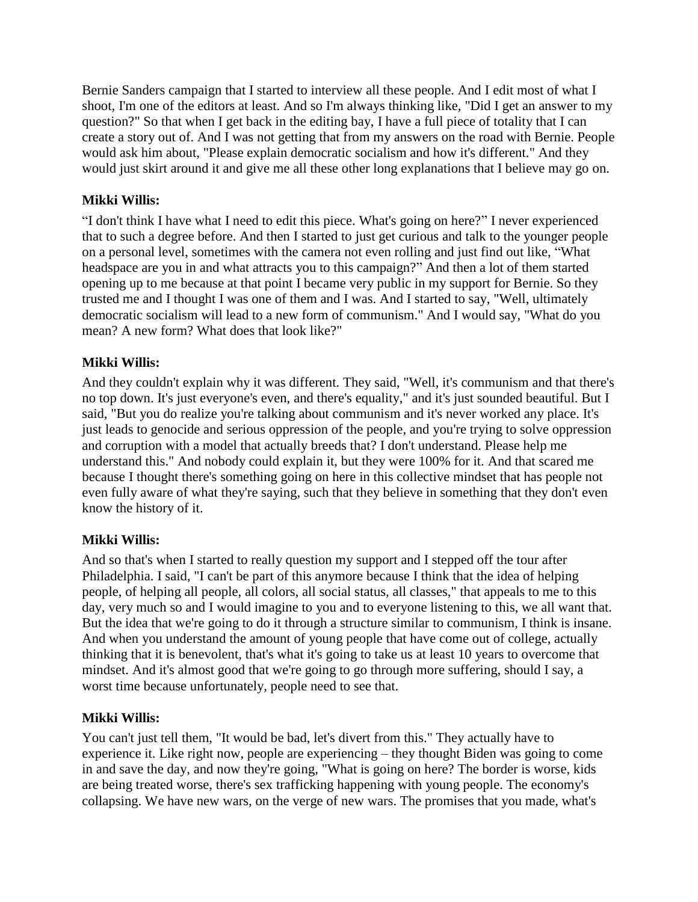Bernie Sanders campaign that I started to interview all these people. And I edit most of what I shoot, I'm one of the editors at least. And so I'm always thinking like, "Did I get an answer to my question?" So that when I get back in the editing bay, I have a full piece of totality that I can create a story out of. And I was not getting that from my answers on the road with Bernie. People would ask him about, "Please explain democratic socialism and how it's different." And they would just skirt around it and give me all these other long explanations that I believe may go on.

**Mikki Willis:**

"I don't think I have what I need to edit this piece. What's going on here?" I never experienced that to such a degree before. And then I started to just get curious and talk to the younger people on a personal level, sometimes with the camera not even rolling and just find out like, "What headspace are you in and what attracts you to this campaign?" And then a lot of them started opening up to me because at that point I became very public in my support for Bernie. So they trusted me and I thought I was one of them and I was. And I started to say, "Well, ultimately democratic socialism will lead to a new form of communism." And I would say, "What do you mean? A new form? What does that look like?"

**Mikki Willis:**

And they couldn't explain why it was different. They said, "Well, it's communism and that there's no top down. It's just everyone's even, and there's equality," and it's just sounded beautiful. But I said, "But you do realize you're talking about communism and it's never worked any place. It's just leads to genocide and serious oppression of the people, and you're trying to solve oppression and corruption with a model that actually breeds that? I don't understand. Please help me understand this." And nobody could explain it, but they were 100% for it. And that scared me because I thought there's something going on here in this collective mindset that has people not even fully aware of what they're saying, such that they believe in something that they don't even know the history of it.

**Mikki Willis:**

And so that's when I started to really question my support and I stepped off the tour after Philadelphia. I said, "I can't be part of this anymore because I think that the idea of helping people, of helping all people, all colors, all social status, all classes," that appeals to me to this day, very much so and I would imagine to you and to everyone listening to this, we all want that. But the idea that we're going to do it through a structure similar to communism, I think is insane. And when you understand the amount of young people that have come out of college, actually thinking that it is benevolent, that's what it's going to take us at least 10 years to overcome that mindset. And it's almost good that we're going to go through more suffering, should I say, a worst time because unfortunately, people need to see that.

**Mikki Willis:**

You can't just tell them, "It would be bad, let's divert from this." They actually have to experience it. Like right now, people are experiencing – they thought Biden was going to come in and save the day, and now they're going, "What is going on here? The border is worse, kids are being treated worse, there's sex trafficking happening with young people. The economy's collapsing. We have new wars, on the verge of new wars. The promises that you made, what's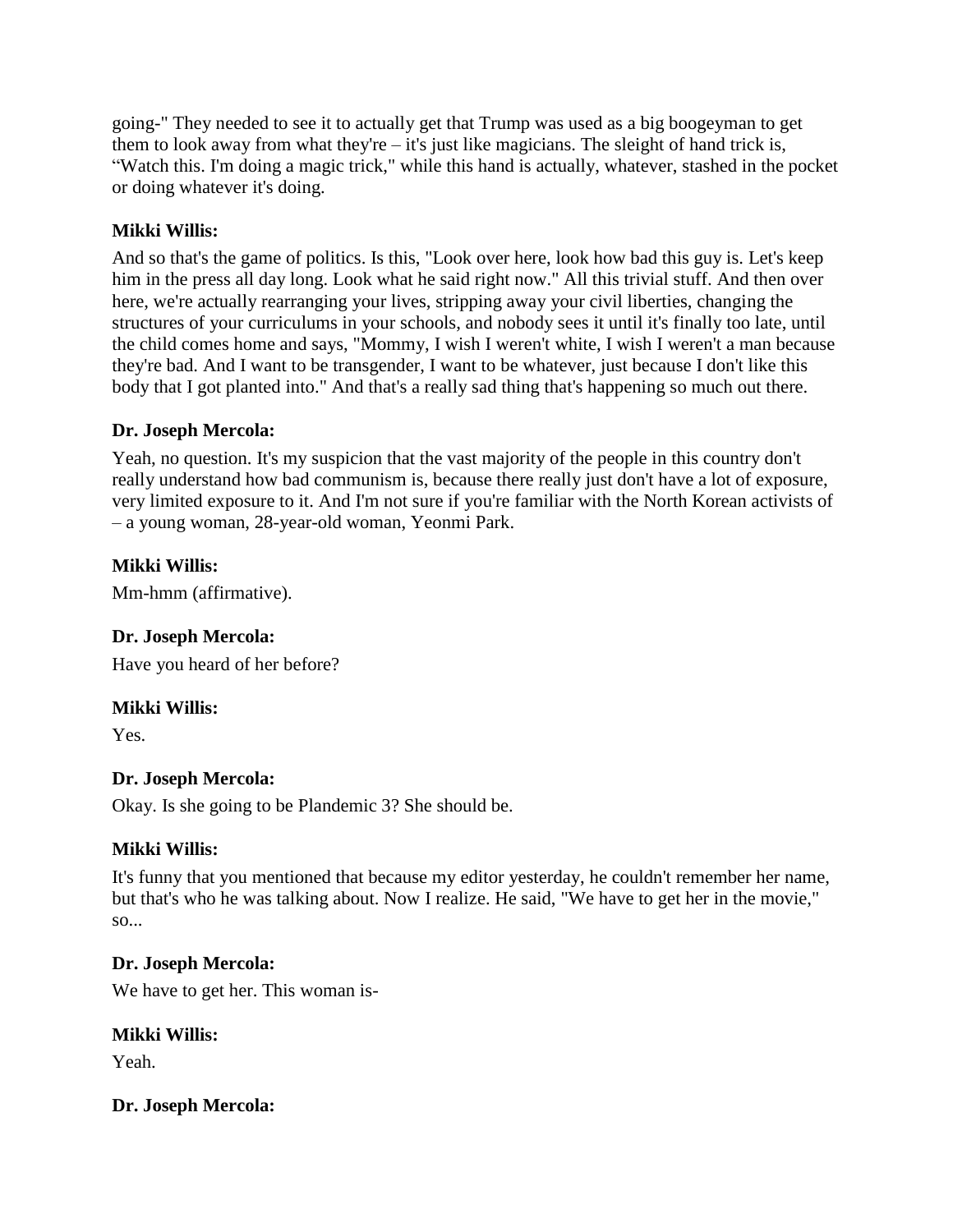going-" They needed to see it to actually get that Trump was used as a big boogeyman to get them to look away from what they're – it's just like magicians. The sleight of hand trick is, "Watch this. I'm doing a magic trick," while this hand is actually, whatever, stashed in the pocket or doing whatever it's doing.

**Mikki Willis:**

And so that's the game of politics. Is this, "Look over here, look how bad this guy is. Let's keep him in the press all day long. Look what he said right now." All this trivial stuff. And then over here, we're actually rearranging your lives, stripping away your civil liberties, changing the structures of your curriculums in your schools, and nobody sees it until it's finally too late, until the child comes home and says, "Mommy, I wish I weren't white, I wish I weren't a man because they're bad. And I want to be transgender, I want to be whatever, just because I don't like this body that I got planted into." And that's a really sad thing that's happening so much out there.

**Dr. Joseph Mercola:**

Yeah, no question. It's my suspicion that the vast majority of the people in this country don't really understand how bad communism is, because there really just don't have a lot of exposure, very limited exposure to it. And I'm not sure if you're familiar with the North Korean activists of – a young woman, 28-year-old woman, Yeonmi Park.

**Mikki Willis:**

Mm-hmm (affirmative).

**Dr. Joseph Mercola:**

Have you heard of her before?

**Mikki Willis:**

Yes.

**Dr. Joseph Mercola:**

Okay. Is she going to be Plandemic 3? She should be.

**Mikki Willis:**

It's funny that you mentioned that because my editor yesterday, he couldn't remember her name, but that's who he was talking about. Now I realize. He said, "We have to get her in the movie," so...

**Dr. Joseph Mercola:**

We have to get her. This woman is-

**Mikki Willis:**

Yeah.

**Dr. Joseph Mercola:**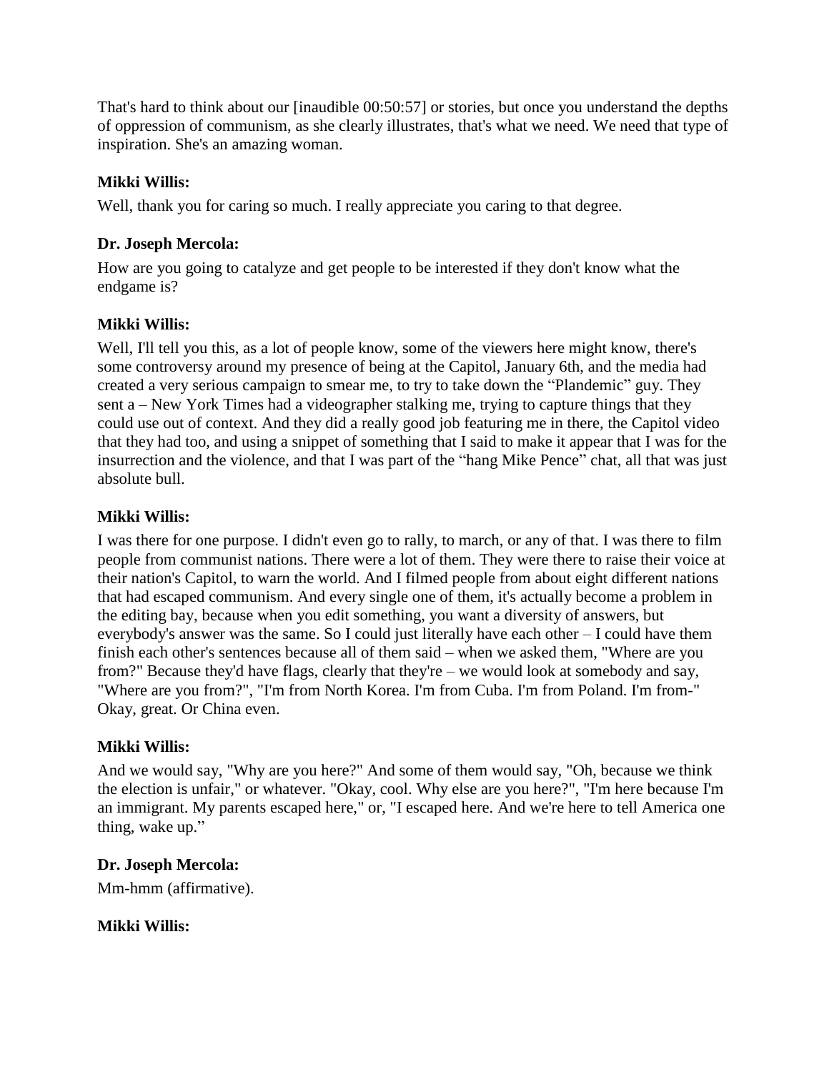That's hard to think about our [inaudible 00:50:57] or stories, but once you understand the depths of oppression of communism, as she clearly illustrates, that's what we need. We need that type of inspiration. She's an amazing woman.

**Mikki Willis:**

Well, thank you for caring so much. I really appreciate you caring to that degree.

**Dr. Joseph Mercola:**

How are you going to catalyze and get people to be interested if they don't know what the endgame is?

**Mikki Willis:**

Well, I'll tell you this, as a lot of people know, some of the viewers here might know, there's some controversy around my presence of being at the Capitol, January 6th, and the media had created a very serious campaign to smear me, to try to take down the "Plandemic" guy. They sent a – New York Times had a videographer stalking me, trying to capture things that they could use out of context. And they did a really good job featuring me in there, the Capitol video that they had too, and using a snippet of something that I said to make it appear that I was for the insurrection and the violence, and that I was part of the "hang Mike Pence" chat, all that was just absolute bull.

**Mikki Willis:**

I was there for one purpose. I didn't even go to rally, to march, or any of that. I was there to film people from communist nations. There were a lot of them. They were there to raise their voice at their nation's Capitol, to warn the world. And I filmed people from about eight different nations that had escaped communism. And every single one of them, it's actually become a problem in the editing bay, because when you edit something, you want a diversity of answers, but everybody's answer was the same. So I could just literally have each other – I could have them finish each other's sentences because all of them said – when we asked them, "Where are you from?" Because they'd have flags, clearly that they're – we would look at somebody and say, "Where are you from?", "I'm from North Korea. I'm from Cuba. I'm from Poland. I'm from-" Okay, great. Or China even.

**Mikki Willis:**

And we would say, "Why are you here?" And some of them would say, "Oh, because we think the election is unfair," or whatever. "Okay, cool. Why else are you here?", "I'm here because I'm an immigrant. My parents escaped here," or, "I escaped here. And we're here to tell America one thing, wake up."

**Dr. Joseph Mercola:**

Mm-hmm (affirmative).

**Mikki Willis:**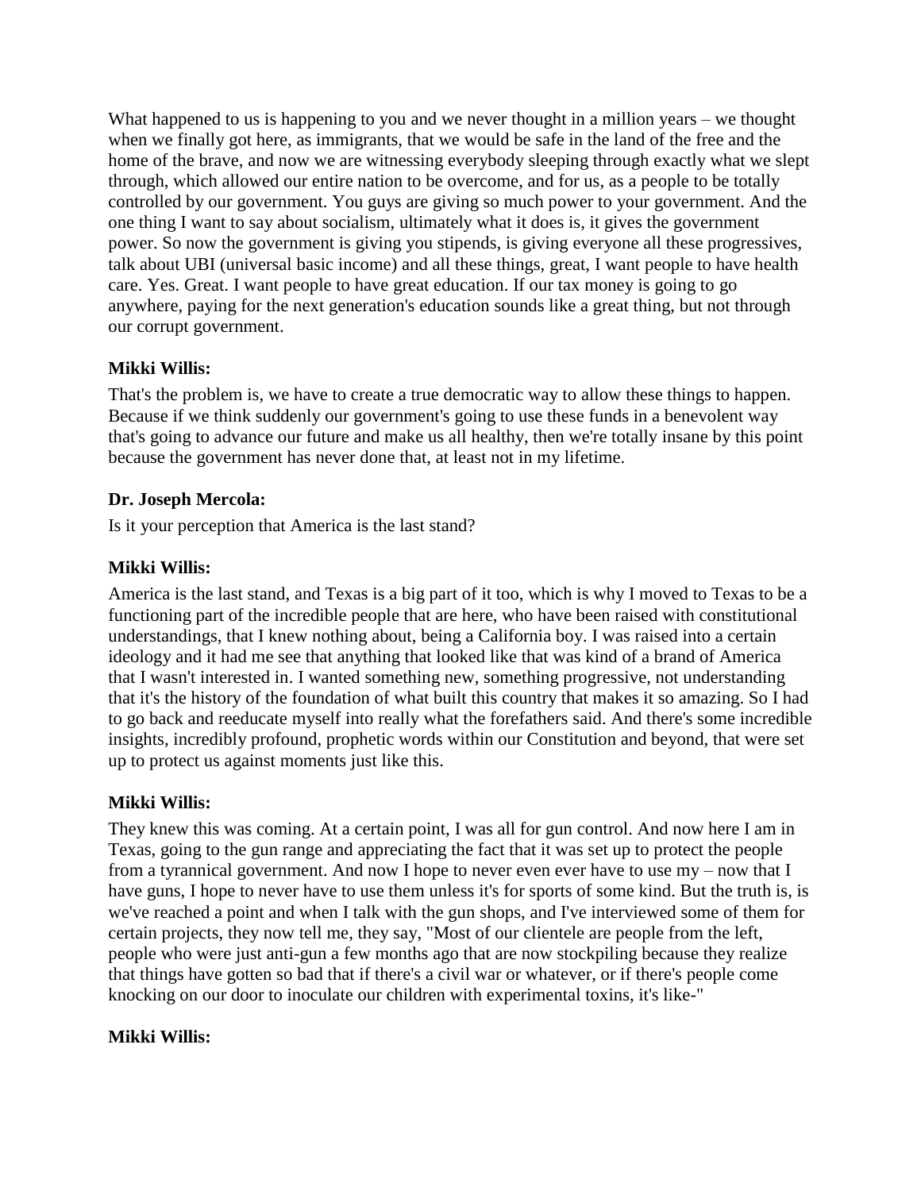What happened to us is happening to you and we never thought in a million years – we thought when we finally got here, as immigrants, that we would be safe in the land of the free and the home of the brave, and now we are witnessing everybody sleeping through exactly what we slept through, which allowed our entire nation to be overcome, and for us, as a people to be totally controlled by our government. You guys are giving so much power to your government. And the one thing I want to say about socialism, ultimately what it does is, it gives the government power. So now the government is giving you stipends, is giving everyone all these progressives, talk about UBI (universal basic income) and all these things, great, I want people to have health care. Yes. Great. I want people to have great education. If our tax money is going to go anywhere, paying for the next generation's education sounds like a great thing, but not through our corrupt government.

**Mikki Willis:**

That's the problem is, we have to create a true democratic way to allow these things to happen. Because if we think suddenly our government's going to use these funds in a benevolent way that's going to advance our future and make us all healthy, then we're totally insane by this point because the government has never done that, at least not in my lifetime.

**Dr. Joseph Mercola:**

Is it your perception that America is the last stand?

**Mikki Willis:**

America is the last stand, and Texas is a big part of it too, which is why I moved to Texas to be a functioning part of the incredible people that are here, who have been raised with constitutional understandings, that I knew nothing about, being a California boy. I was raised into a certain ideology and it had me see that anything that looked like that was kind of a brand of America that I wasn't interested in. I wanted something new, something progressive, not understanding that it's the history of the foundation of what built this country that makes it so amazing. So I had to go back and reeducate myself into really what the forefathers said. And there's some incredible insights, incredibly profound, prophetic words within our Constitution and beyond, that were set up to protect us against moments just like this.

**Mikki Willis:**

They knew this was coming. At a certain point, I was all for gun control. And now here I am in Texas, going to the gun range and appreciating the fact that it was set up to protect the people from a tyrannical government. And now I hope to never even ever have to use my – now that I have guns, I hope to never have to use them unless it's for sports of some kind. But the truth is, is we've reached a point and when I talk with the gun shops, and I've interviewed some of them for certain projects, they now tell me, they say, "Most of our clientele are people from the left, people who were just anti-gun a few months ago that are now stockpiling because they realize that things have gotten so bad that if there's a civil war or whatever, or if there's people come knocking on our door to inoculate our children with experimental toxins, it's like-"

**Mikki Willis:**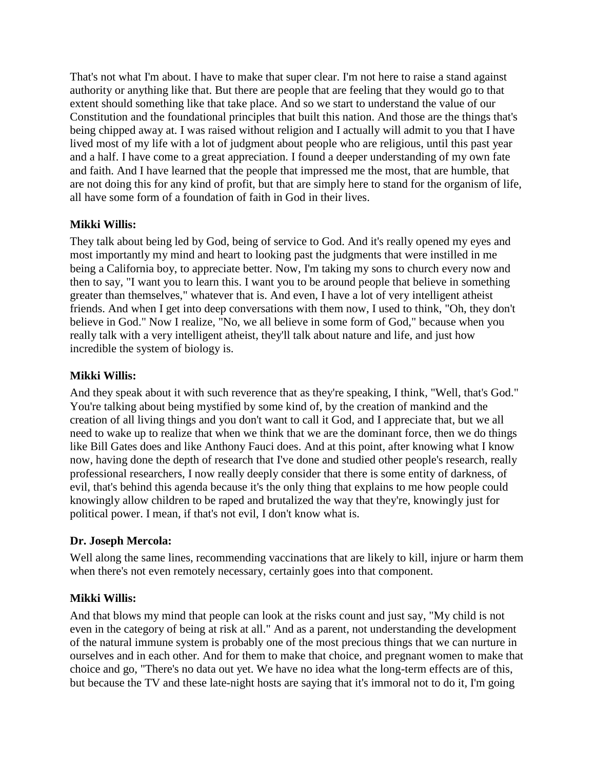That's not what I'm about. I have to make that super clear. I'm not here to raise a stand against authority or anything like that. But there are people that are feeling that they would go to that extent should something like that take place. And so we start to understand the value of our Constitution and the foundational principles that built this nation. And those are the things that's being chipped away at. I was raised without religion and I actually will admit to you that I have lived most of my life with a lot of judgment about people who are religious, until this past year and a half. I have come to a great appreciation. I found a deeper understanding of my own fate and faith. And I have learned that the people that impressed me the most, that are humble, that are not doing this for any kind of profit, but that are simply here to stand for the organism of life, all have some form of a foundation of faith in God in their lives.

**Mikki Willis:**

They talk about being led by God, being of service to God. And it's really opened my eyes and most importantly my mind and heart to looking past the judgments that were instilled in me being a California boy, to appreciate better. Now, I'm taking my sons to church every now and then to say, "I want you to learn this. I want you to be around people that believe in something greater than themselves," whatever that is. And even, I have a lot of very intelligent atheist friends. And when I get into deep conversations with them now, I used to think, "Oh, they don't believe in God." Now I realize, "No, we all believe in some form of God," because when you really talk with a very intelligent atheist, they'll talk about nature and life, and just how incredible the system of biology is.

**Mikki Willis:**

And they speak about it with such reverence that as they're speaking, I think, "Well, that's God." You're talking about being mystified by some kind of, by the creation of mankind and the creation of all living things and you don't want to call it God, and I appreciate that, but we all need to wake up to realize that when we think that we are the dominant force, then we do things like Bill Gates does and like Anthony Fauci does. And at this point, after knowing what I know now, having done the depth of research that I've done and studied other people's research, really professional researchers, I now really deeply consider that there is some entity of darkness, of evil, that's behind this agenda because it's the only thing that explains to me how people could knowingly allow children to be raped and brutalized the way that they're, knowingly just for political power. I mean, if that's not evil, I don't know what is.

**Dr. Joseph Mercola:**

Well along the same lines, recommending vaccinations that are likely to kill, injure or harm them when there's not even remotely necessary, certainly goes into that component.

**Mikki Willis:**

And that blows my mind that people can look at the risks count and just say, "My child is not even in the category of being at risk at all." And as a parent, not understanding the development of the natural immune system is probably one of the most precious things that we can nurture in ourselves and in each other. And for them to make that choice, and pregnant women to make that choice and go, "There's no data out yet. We have no idea what the long-term effects are of this, but because the TV and these late-night hosts are saying that it's immoral not to do it, I'm going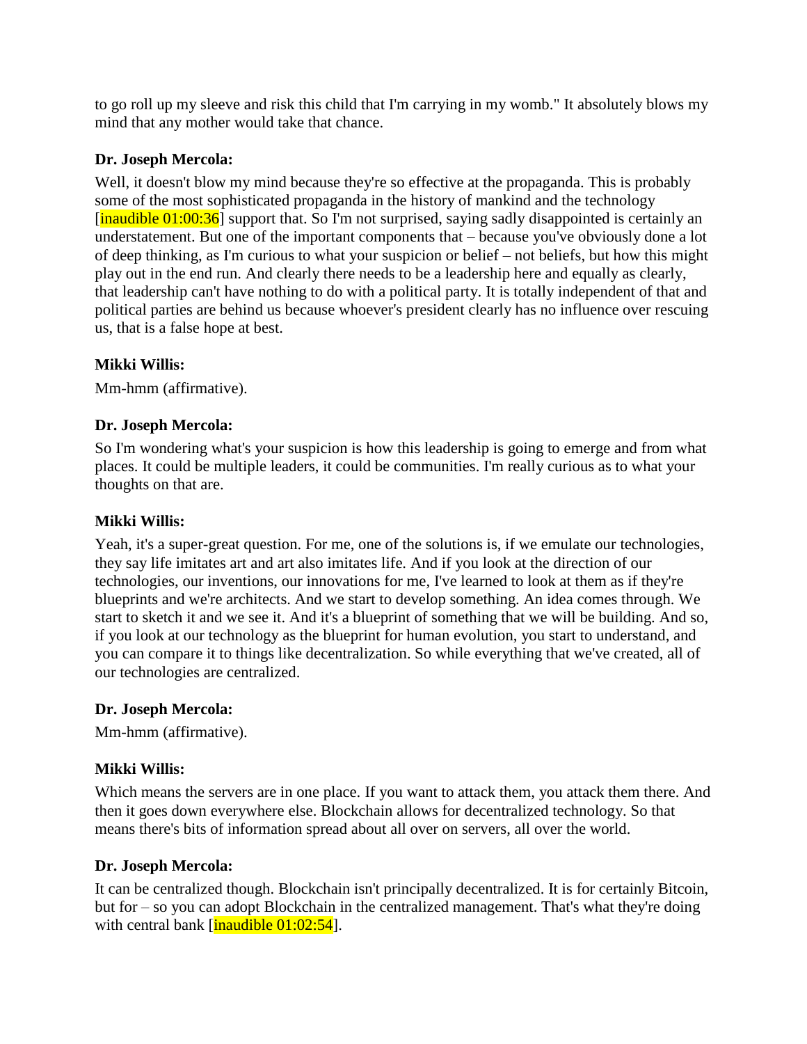to go roll up my sleeve and risk this child that I'm carrying in my womb." It absolutely blows my mind that any mother would take that chance.

**Dr. Joseph Mercola:**

Well, it doesn't blow my mind because they're so effective at the propaganda. This is probably some of the most sophisticated propaganda in the history of mankind and the technology [inaudible 01:00:36] support that. So I'm not surprised, saying sadly disappointed is certainly an understatement. But one of the important components that – because you've obviously done a lot of deep thinking, as I'm curious to what your suspicion or belief – not beliefs, but how this might play out in the end run. And clearly there needs to be a leadership here and equally as clearly, that leadership can't have nothing to do with a political party. It is totally independent of that and political parties are behind us because whoever's president clearly has no influence over rescuing us, that is a false hope at best.

**Mikki Willis:**

Mm-hmm (affirmative).

**Dr. Joseph Mercola:**

So I'm wondering what's your suspicion is how this leadership is going to emerge and from what places. It could be multiple leaders, it could be communities. I'm really curious as to what your thoughts on that are.

**Mikki Willis:**

Yeah, it's a super-great question. For me, one of the solutions is, if we emulate our technologies, they say life imitates art and art also imitates life. And if you look at the direction of our technologies, our inventions, our innovations for me, I've learned to look at them as if they're blueprints and we're architects. And we start to develop something. An idea comes through. We start to sketch it and we see it. And it's a blueprint of something that we will be building. And so, if you look at our technology as the blueprint for human evolution, you start to understand, and you can compare it to things like decentralization. So while everything that we've created, all of our technologies are centralized.

**Dr. Joseph Mercola:**

Mm-hmm (affirmative).

**Mikki Willis:**

Which means the servers are in one place. If you want to attack them, you attack them there. And then it goes down everywhere else. Blockchain allows for decentralized technology. So that means there's bits of information spread about all over on servers, all over the world.

**Dr. Joseph Mercola:**

It can be centralized though. Blockchain isn't principally decentralized. It is for certainly Bitcoin, but for – so you can adopt Blockchain in the centralized management. That's what they're doing with central bank [inaudible 01:02:54].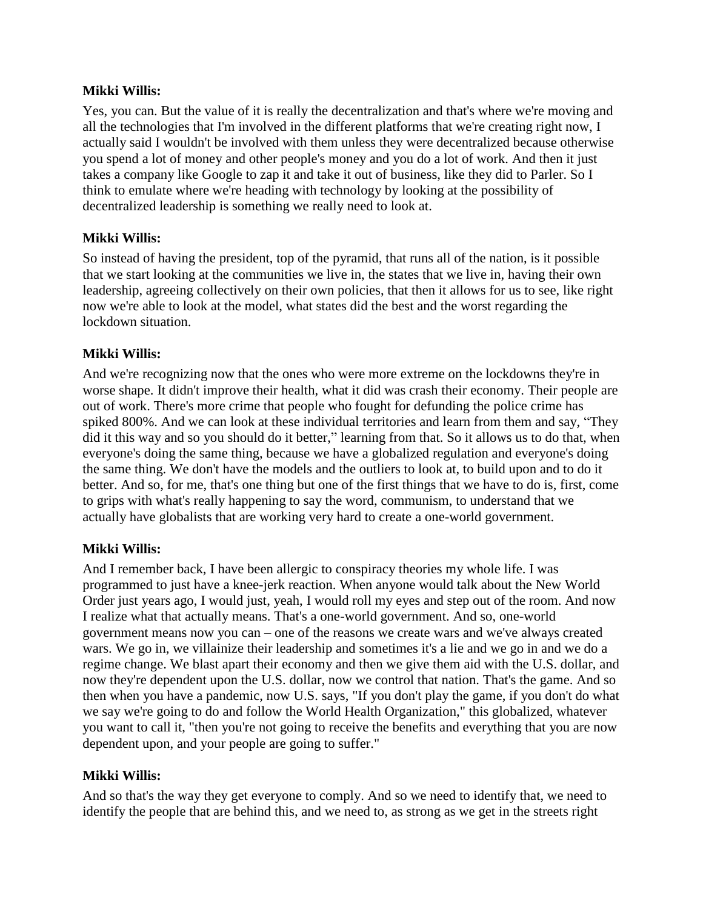**Mikki Willis:**

Yes, you can. But the value of it is really the decentralization and that's where we're moving and all the technologies that I'm involved in the different platforms that we're creating right now, I actually said I wouldn't be involved with them unless they were decentralized because otherwise you spend a lot of money and other people's money and you do a lot of work. And then it just takes a company like Google to zap it and take it out of business, like they did to Parler. So I think to emulate where we're heading with technology by looking at the possibility of decentralized leadership is something we really need to look at.

**Mikki Willis:**

So instead of having the president, top of the pyramid, that runs all of the nation, is it possible that we start looking at the communities we live in, the states that we live in, having their own leadership, agreeing collectively on their own policies, that then it allows for us to see, like right now we're able to look at the model, what states did the best and the worst regarding the lockdown situation.

**Mikki Willis:**

And we're recognizing now that the ones who were more extreme on the lockdowns they're in worse shape. It didn't improve their health, what it did was crash their economy. Their people are out of work. There's more crime that people who fought for defunding the police crime has spiked 800%. And we can look at these individual territories and learn from them and say, "They did it this way and so you should do it better," learning from that. So it allows us to do that, when everyone's doing the same thing, because we have a globalized regulation and everyone's doing the same thing. We don't have the models and the outliers to look at, to build upon and to do it better. And so, for me, that's one thing but one of the first things that we have to do is, first, come to grips with what's really happening to say the word, communism, to understand that we actually have globalists that are working very hard to create a one-world government.

**Mikki Willis:**

And I remember back, I have been allergic to conspiracy theories my whole life. I was programmed to just have a knee-jerk reaction. When anyone would talk about the New World Order just years ago, I would just, yeah, I would roll my eyes and step out of the room. And now I realize what that actually means. That's a one-world government. And so, one-world government means now you can – one of the reasons we create wars and we've always created wars. We go in, we villainize their leadership and sometimes it's a lie and we go in and we do a regime change. We blast apart their economy and then we give them aid with the U.S. dollar, and now they're dependent upon the U.S. dollar, now we control that nation. That's the game. And so then when you have a pandemic, now U.S. says, "If you don't play the game, if you don't do what we say we're going to do and follow the World Health Organization," this globalized, whatever you want to call it, "then you're not going to receive the benefits and everything that you are now dependent upon, and your people are going to suffer."

**Mikki Willis:**

And so that's the way they get everyone to comply. And so we need to identify that, we need to identify the people that are behind this, and we need to, as strong as we get in the streets right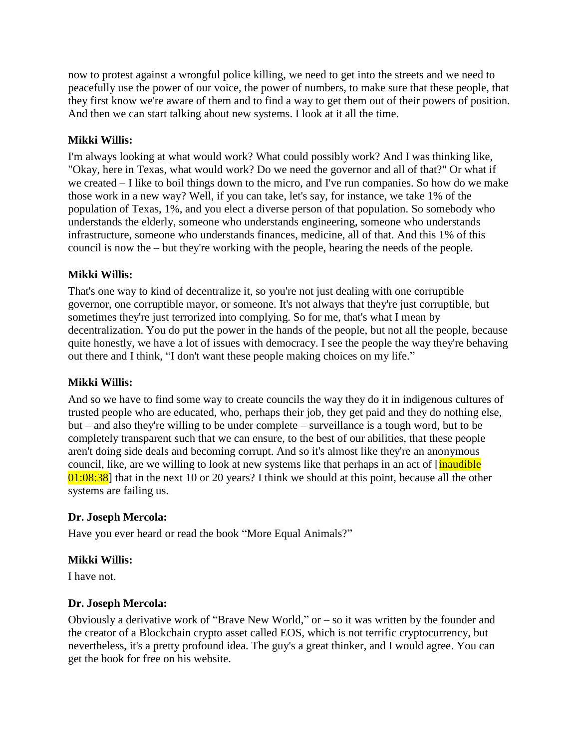now to protest against a wrongful police killing, we need to get into the streets and we need to peacefully use the power of our voice, the power of numbers, to make sure that these people, that they first know we're aware of them and to find a way to get them out of their powers of position. And then we can start talking about new systems. I look at it all the time.

**Mikki Willis:**

I'm always looking at what would work? What could possibly work? And I was thinking like, "Okay, here in Texas, what would work? Do we need the governor and all of that?" Or what if we created – I like to boil things down to the micro, and I've run companies. So how do we make those work in a new way? Well, if you can take, let's say, for instance, we take 1% of the population of Texas, 1%, and you elect a diverse person of that population. So somebody who understands the elderly, someone who understands engineering, someone who understands infrastructure, someone who understands finances, medicine, all of that. And this 1% of this council is now the – but they're working with the people, hearing the needs of the people.

**Mikki Willis:**

That's one way to kind of decentralize it, so you're not just dealing with one corruptible governor, one corruptible mayor, or someone. It's not always that they're just corruptible, but sometimes they're just terrorized into complying. So for me, that's what I mean by decentralization. You do put the power in the hands of the people, but not all the people, because quite honestly, we have a lot of issues with democracy. I see the people the way they're behaving out there and I think, "I don't want these people making choices on my life."

**Mikki Willis:**

And so we have to find some way to create councils the way they do it in indigenous cultures of trusted people who are educated, who, perhaps their job, they get paid and they do nothing else, but – and also they're willing to be under complete – surveillance is a tough word, but to be completely transparent such that we can ensure, to the best of our abilities, that these people aren't doing side deals and becoming corrupt. And so it's almost like they're an anonymous council, like, are we willing to look at new systems like that perhaps in an act of [inaudible 01:08:38] that in the next 10 or 20 years? I think we should at this point, because all the other systems are failing us.

**Dr. Joseph Mercola:**

Have you ever heard or read the book "More Equal Animals?"

**Mikki Willis:**

I have not.

**Dr. Joseph Mercola:**

Obviously a derivative work of "Brave New World," or – so it was written by the founder and the creator of a Blockchain crypto asset called EOS, which is not terrific cryptocurrency, but nevertheless, it's a pretty profound idea. The guy's a great thinker, and I would agree. You can get the book for free on his website.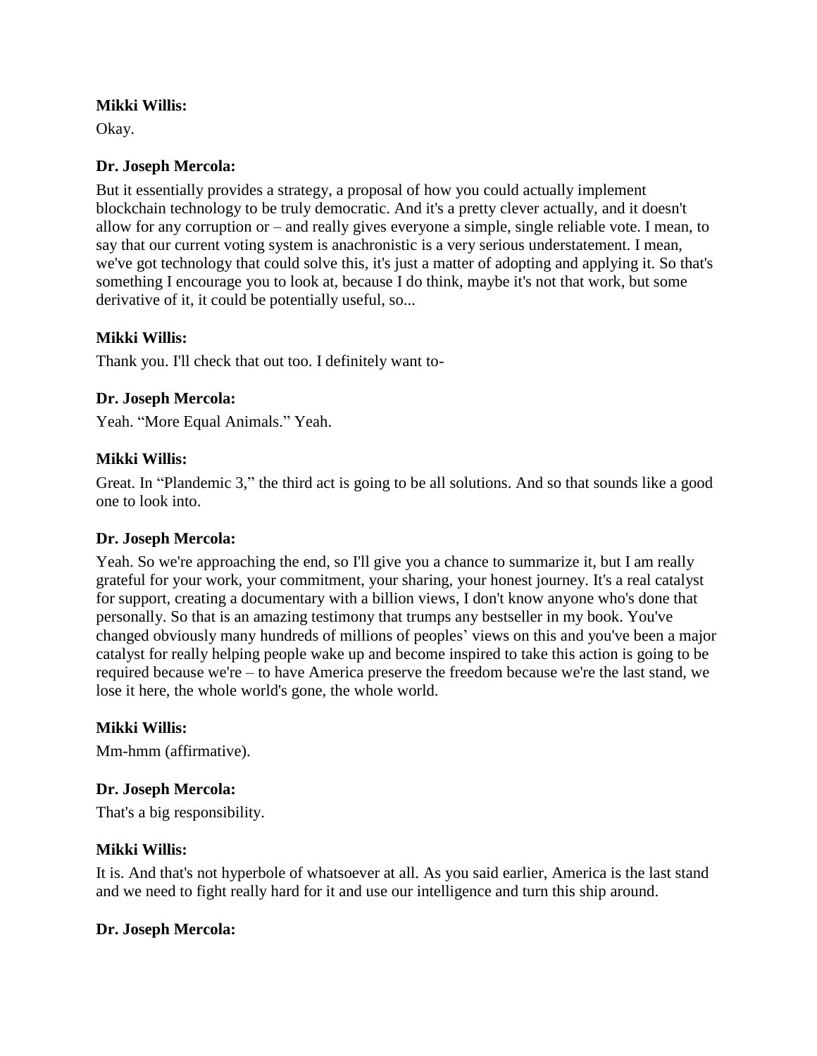**Mikki Willis:**

Okay.

**Dr. Joseph Mercola:**

But it essentially provides a strategy, a proposal of how you could actually implement blockchain technology to be truly democratic. And it's a pretty clever actually, and it doesn't allow for any corruption or – and really gives everyone a simple, single reliable vote. I mean, to say that our current voting system is anachronistic is a very serious understatement. I mean, we've got technology that could solve this, it's just a matter of adopting and applying it. So that's something I encourage you to look at, because I do think, maybe it's not that work, but some derivative of it, it could be potentially useful, so...

**Mikki Willis:**

Thank you. I'll check that out too. I definitely want to-

**Dr. Joseph Mercola:**

Yeah. "More Equal Animals." Yeah.

**Mikki Willis:**

Great. In "Plandemic 3," the third act is going to be all solutions. And so that sounds like a good one to look into.

**Dr. Joseph Mercola:**

Yeah. So we're approaching the end, so I'll give you a chance to summarize it, but I am really grateful for your work, your commitment, your sharing, your honest journey. It's a real catalyst for support, creating a documentary with a billion views, I don't know anyone who's done that personally. So that is an amazing testimony that trumps any bestseller in my book. You've changed obviously many hundreds of millions of peoples' views on this and you've been a major catalyst for really helping people wake up and become inspired to take this action is going to be required because we're – to have America preserve the freedom because we're the last stand, we lose it here, the whole world's gone, the whole world.

**Mikki Willis:**

Mm-hmm (affirmative).

**Dr. Joseph Mercola:**

That's a big responsibility.

**Mikki Willis:**

It is. And that's not hyperbole of whatsoever at all. As you said earlier, America is the last stand and we need to fight really hard for it and use our intelligence and turn this ship around.

**Dr. Joseph Mercola:**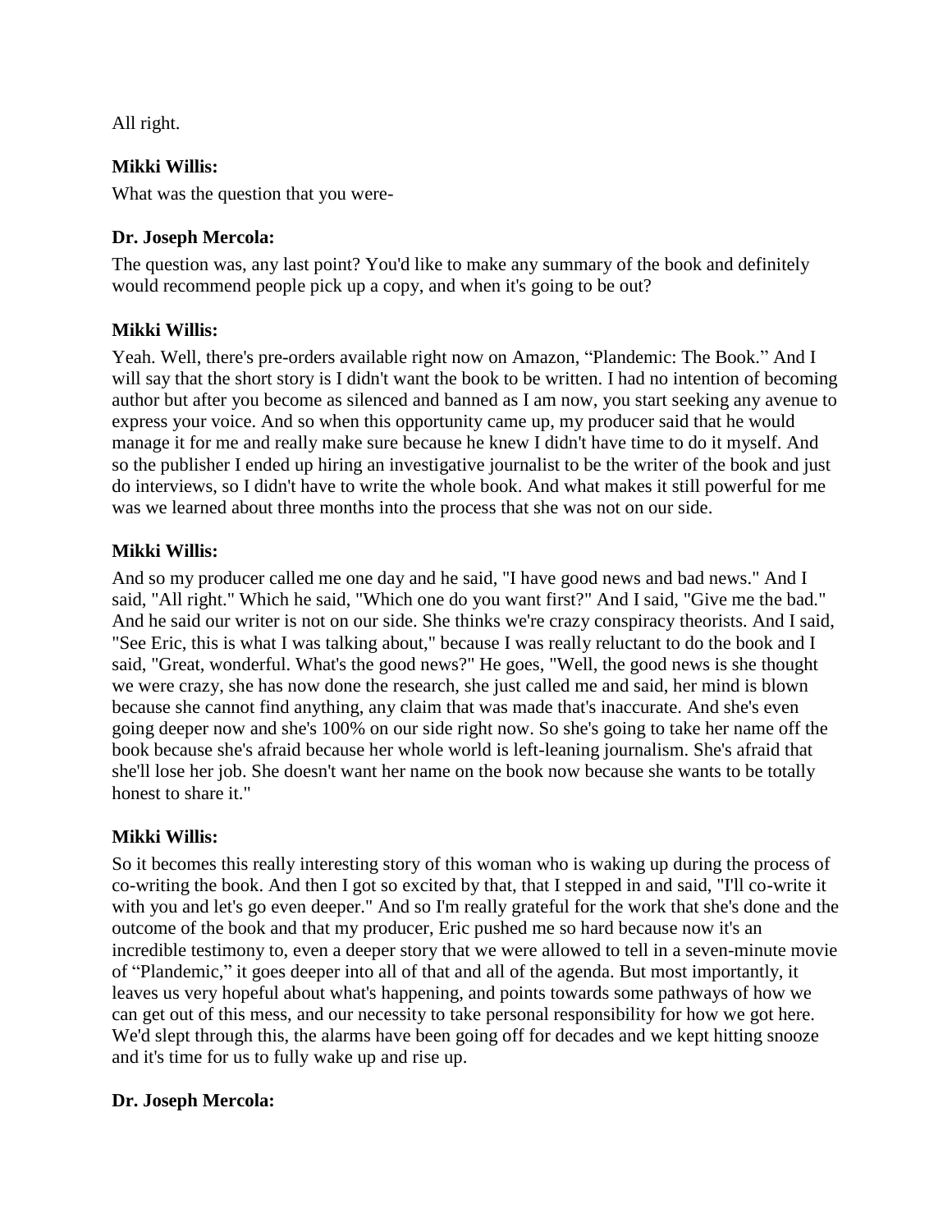All right.

**Mikki Willis:**

What was the question that you were-

**Dr. Joseph Mercola:**

The question was, any last point? You'd like to make any summary of the book and definitely would recommend people pick up a copy, and when it's going to be out?

**Mikki Willis:**

Yeah. Well, there's pre-orders available right now on Amazon, "Plandemic: The Book." And I will say that the short story is I didn't want the book to be written. I had no intention of becoming author but after you become as silenced and banned as I am now, you start seeking any avenue to express your voice. And so when this opportunity came up, my producer said that he would manage it for me and really make sure because he knew I didn't have time to do it myself. And so the publisher I ended up hiring an investigative journalist to be the writer of the book and just do interviews, so I didn't have to write the whole book. And what makes it still powerful for me was we learned about three months into the process that she was not on our side.

**Mikki Willis:**

And so my producer called me one day and he said, "I have good news and bad news." And I said, "All right." Which he said, "Which one do you want first?" And I said, "Give me the bad." And he said our writer is not on our side. She thinks we're crazy conspiracy theorists. And I said, "See Eric, this is what I was talking about," because I was really reluctant to do the book and I said, "Great, wonderful. What's the good news?" He goes, "Well, the good news is she thought we were crazy, she has now done the research, she just called me and said, her mind is blown because she cannot find anything, any claim that was made that's inaccurate. And she's even going deeper now and she's 100% on our side right now. So she's going to take her name off the book because she's afraid because her whole world is left-leaning journalism. She's afraid that she'll lose her job. She doesn't want her name on the book now because she wants to be totally honest to share it."

**Mikki Willis:**

So it becomes this really interesting story of this woman who is waking up during the process of co-writing the book. And then I got so excited by that, that I stepped in and said, "I'll co-write it with you and let's go even deeper." And so I'm really grateful for the work that she's done and the outcome of the book and that my producer, Eric pushed me so hard because now it's an incredible testimony to, even a deeper story that we were allowed to tell in a seven-minute movie of "Plandemic," it goes deeper into all of that and all of the agenda. But most importantly, it leaves us very hopeful about what's happening, and points towards some pathways of how we can get out of this mess, and our necessity to take personal responsibility for how we got here. We'd slept through this, the alarms have been going off for decades and we kept hitting snooze and it's time for us to fully wake up and rise up.

**Dr. Joseph Mercola:**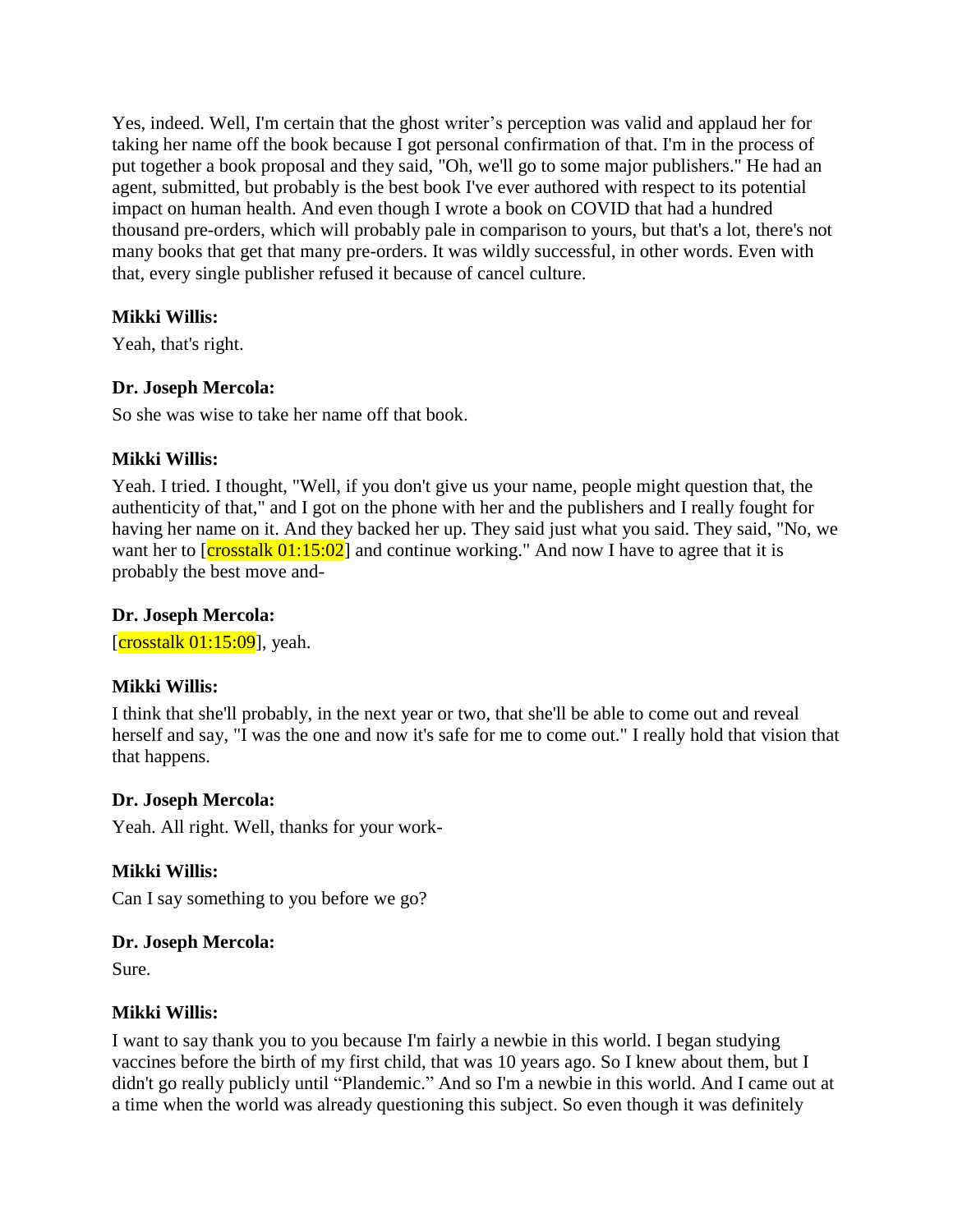Yes, indeed. Well, I'm certain that the ghost writer's perception was valid and applaud her for taking her name off the book because I got personal confirmation of that. I'm in the process of put together a book proposal and they said, "Oh, we'll go to some major publishers." He had an agent, submitted, but probably is the best book I've ever authored with respect to its potential impact on human health. And even though I wrote a book on COVID that had a hundred thousand pre-orders, which will probably pale in comparison to yours, but that's a lot, there's not many books that get that many pre-orders. It was wildly successful, in other words. Even with that, every single publisher refused it because of cancel culture.

**Mikki Willis:**

Yeah, that's right.

**Dr. Joseph Mercola:**

So she was wise to take her name off that book.

**Mikki Willis:**

Yeah. I tried. I thought, "Well, if you don't give us your name, people might question that, the authenticity of that," and I got on the phone with her and the publishers and I really fought for having her name on it. And they backed her up. They said just what you said. They said, "No, we want her to [crosstalk 01:15:02] and continue working." And now I have to agree that it is probably the best move and-

**Dr. Joseph Mercola:**

[crosstalk 01:15:09], yeah.

**Mikki Willis:**

I think that she'll probably, in the next year or two, that she'll be able to come out and reveal herself and say, "I was the one and now it's safe for me to come out." I really hold that vision that that happens.

**Dr. Joseph Mercola:**

Yeah. All right. Well, thanks for your work-

**Mikki Willis:**

Can I say something to you before we go?

**Dr. Joseph Mercola:**

Sure.

**Mikki Willis:**

I want to say thank you to you because I'm fairly a newbie in this world. I began studying vaccines before the birth of my first child, that was 10 years ago. So I knew about them, but I didn't go really publicly until "Plandemic." And so I'm a newbie in this world. And I came out at a time when the world was already questioning this subject. So even though it was definitely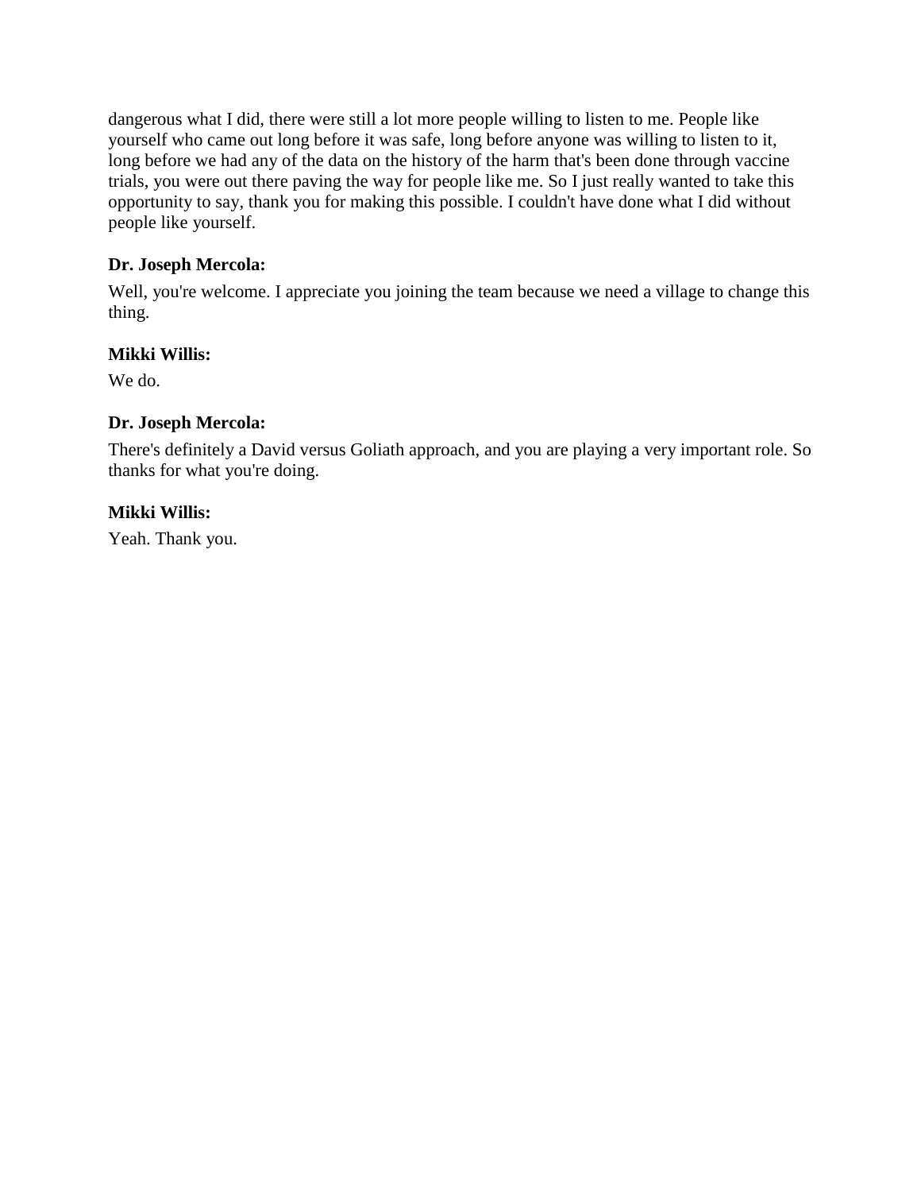dangerous what I did, there were still a lot more people willing to listen to me. People like yourself who came out long before it was safe, long before anyone was willing to listen to it, long before we had any of the data on the history of the harm that's been done through vaccine trials, you were out there paving the way for people like me. So I just really wanted to take this opportunity to say, thank you for making this possible. I couldn't have done what I did without people like yourself.

**Dr. Joseph Mercola:**

Well, you're welcome. I appreciate you joining the team because we need a village to change this thing.

**Mikki Willis:**

We do.

**Dr. Joseph Mercola:**

There's definitely a David versus Goliath approach, and you are playing a very important role. So thanks for what you're doing.

**Mikki Willis:**

Yeah. Thank you.